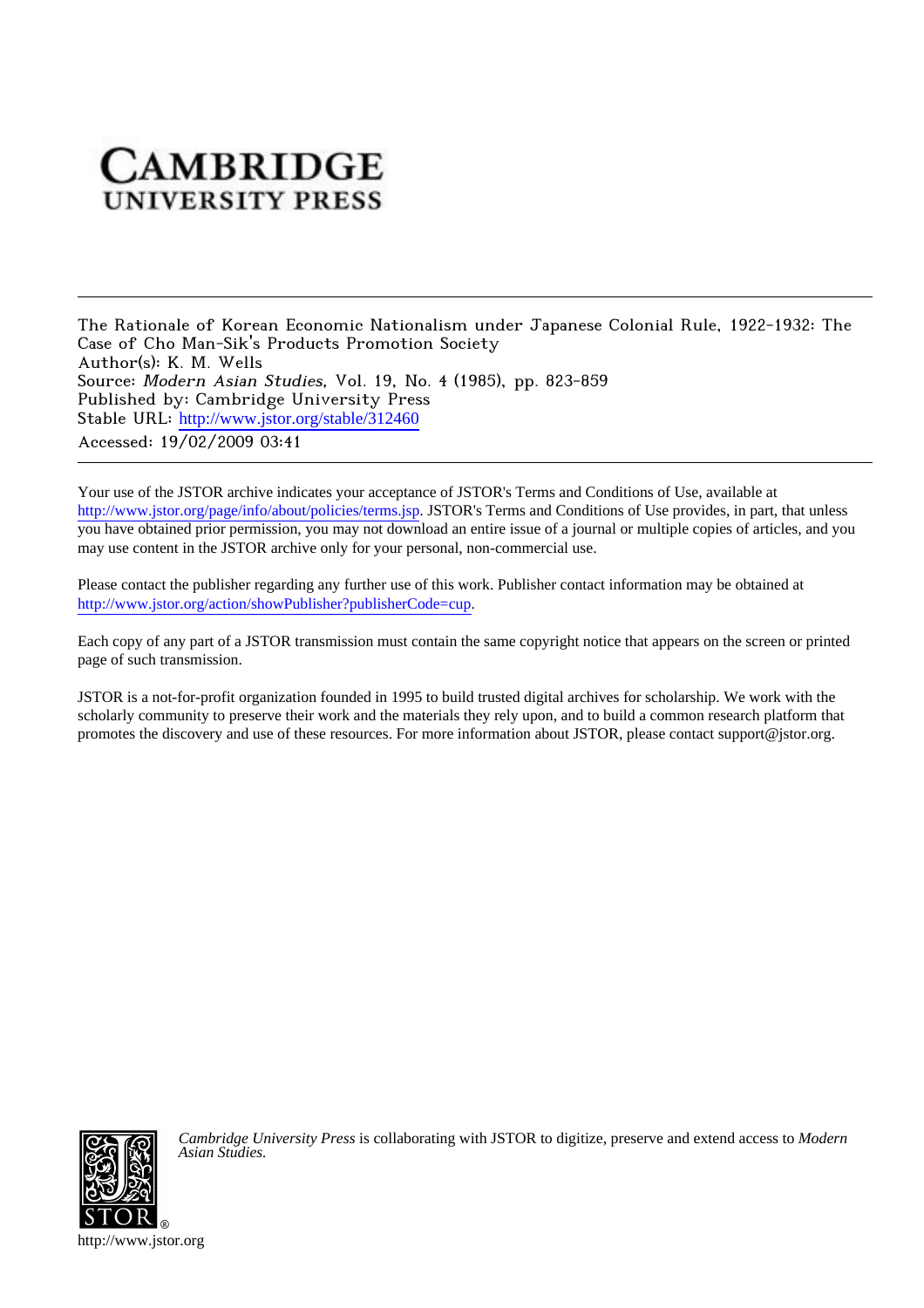# CAMBRIDGE UNIVERSITY PRESS

---

The Rationale of Korean Economic Nationalism under Japanese Colonial Rule, 1922-1932: The Case of Cho Man-Sik's Products Promotion Society
Author(s): K. M. Wells
Source: *Modern Asian Studies*, Vol. 19, No. 4 (1985), pp. 823-859
Published by: Cambridge University Press
Stable URL: http://www.jstor.org/stable/312460
Accessed: 19/02/2009 03:41

---

Your use of the JSTOR archive indicates your acceptance of JSTOR's Terms and Conditions of Use, available at http://www.jstor.org/page/info/about/policies/terms.jsp. JSTOR's Terms and Conditions of Use provides, in part, that unless you have obtained prior permission, you may not download an entire issue of a journal or multiple copies of articles, and you may use content in the JSTOR archive only for your personal, non-commercial use.

Please contact the publisher regarding any further use of this work. Publisher contact information may be obtained at http://www.jstor.org/action/showPublisher?publisherCode=cup.

Each copy of any part of a JSTOR transmission must contain the same copyright notice that appears on the screen or printed page of such transmission.

JSTOR is a not-for-profit organization founded in 1995 to build trusted digital archives for scholarship. We work with the scholarly community to preserve their work and the materials they rely upon, and to build a common research platform that promotes the discovery and use of these resources. For more information about JSTOR, please contact support@jstor.org.

*Cambridge University Press* is collaborating with JSTOR to digitize, preserve and extend access to *Modern Asian Studies.*

http://www.jstor.org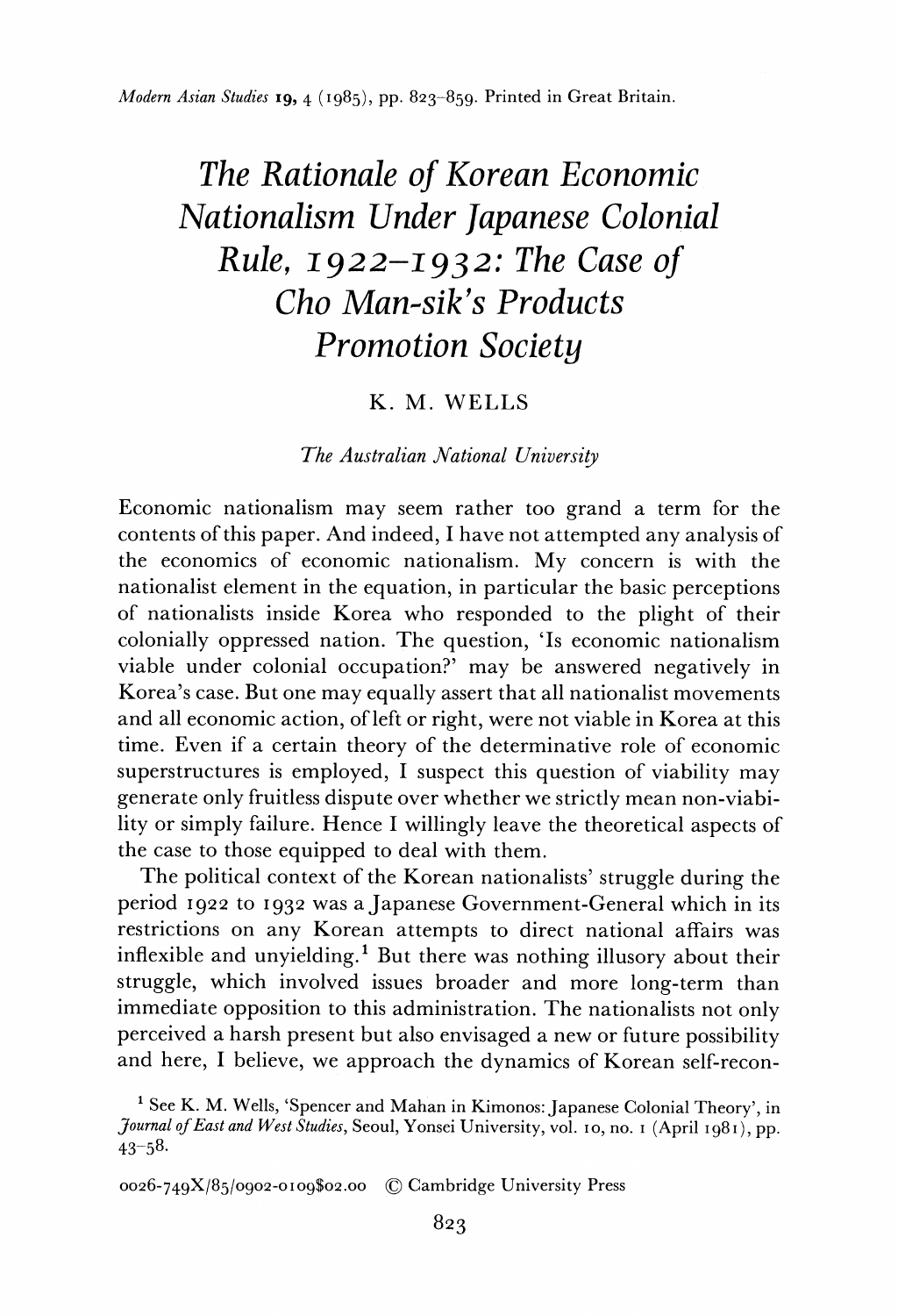# The Rationale of Korean Economic Nationalism Under Japanese Colonial Rule, 1922–1932: The Case of Cho Man-sik's Products Promotion Society

K. M. WELLS

*The Australian National University*

Economic nationalism may seem rather too grand a term for the contents of this paper. And indeed, I have not attempted any analysis of the economics of economic nationalism. My concern is with the nationalist element in the equation, in particular the basic perceptions of nationalists inside Korea who responded to the plight of their colonially oppressed nation. The question, 'Is economic nationalism viable under colonial occupation?' may be answered negatively in Korea's case. But one may equally assert that all nationalist movements and all economic action, of left or right, were not viable in Korea at this time. Even if a certain theory of the determinative role of economic superstructures is employed, I suspect this question of viability may generate only fruitless dispute over whether we strictly mean non-viability or simply failure. Hence I willingly leave the theoretical aspects of the case to those equipped to deal with them.

The political context of the Korean nationalists' struggle during the period 1922 to 1932 was a Japanese Government-General which in its restrictions on any Korean attempts to direct national affairs was inflexible and unyielding.[1] But there was nothing illusory about their struggle, which involved issues broader and more long-term than immediate opposition to this administration. The nationalists not only perceived a harsh present but also envisaged a new or future possibility and here, I believe, we approach the dynamics of Korean self-recon-

[1] See K. M. Wells, 'Spencer and Mahan in Kimonos: Japanese Colonial Theory', in *Journal of East and West Studies*, Seoul, Yonsei University, vol. 10, no. 1 (April 1981), pp. 43–58.

0026-749X/85/0902-0109$02.00 © Cambridge University Press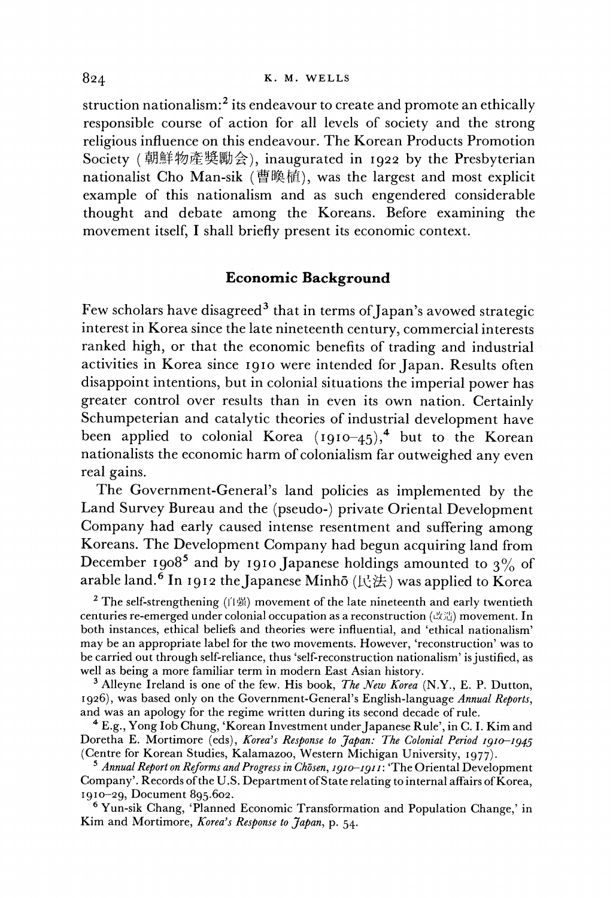struction nationalism:[2] its endeavour to create and promote an ethically responsible course of action for all levels of society and the strong religious influence on this endeavour. The Korean Products Promotion Society (朝鮮物産獎勵会), inaugurated in 1922 by the Presbyterian nationalist Cho Man-sik (曺晩植), was the largest and most explicit example of this nationalism and as such engendered considerable thought and debate among the Koreans. Before examining the movement itself, I shall briefly present its economic context.

## Economic Background

Few scholars have disagreed[3] that in terms of Japan's avowed strategic interest in Korea since the late nineteenth century, commercial interests ranked high, or that the economic benefits of trading and industrial activities in Korea since 1910 were intended for Japan. Results often disappoint intentions, but in colonial situations the imperial power has greater control over results than in even its own nation. Certainly Schumpeterian and catalytic theories of industrial development have been applied to colonial Korea (1910–45),[4] but to the Korean nationalists the economic harm of colonialism far outweighed any even real gains.

The Government-General's land policies as implemented by the Land Survey Bureau and the (pseudo-) private Oriental Development Company had early caused intense resentment and suffering among Koreans. The Development Company had begun acquiring land from December 1908[5] and by 1910 Japanese holdings amounted to 3% of arable land.[6] In 1912 the Japanese Minhō (民法) was applied to Korea

[2] The self-strengthening (自强) movement of the late nineteenth and early twentieth centuries re-emerged under colonial occupation as a reconstruction (改造) movement. In both instances, ethical beliefs and theories were influential, and 'ethical nationalism' may be an appropriate label for the two movements. However, 'reconstruction' was to be carried out through self-reliance, thus 'self-reconstruction nationalism' is justified, as well as being a more familiar term in modern East Asian history.

[3] Alleyne Ireland is one of the few. His book, *The New Korea* (N.Y., E. P. Dutton, 1926), was based only on the Government-General's English-language *Annual Reports*, and was an apology for the regime written during its second decade of rule.

[4] E.g., Yong Iob Chung, 'Korean Investment under Japanese Rule', in C. I. Kim and Doretha E. Mortimore (eds), *Korea's Response to Japan: The Colonial Period 1910–1945* (Centre for Korean Studies, Kalamazoo, Western Michigan University, 1977).

[5] *Annual Report on Reforms and Progress in Chōsen, 1910–1911*: 'The Oriental Development Company'. Records of the U.S. Department of State relating to internal affairs of Korea, 1910–29, Document 895.602.

[6] Yun-sik Chang, 'Planned Economic Transformation and Population Change,' in Kim and Mortimore, *Korea's Response to Japan*, p. 54.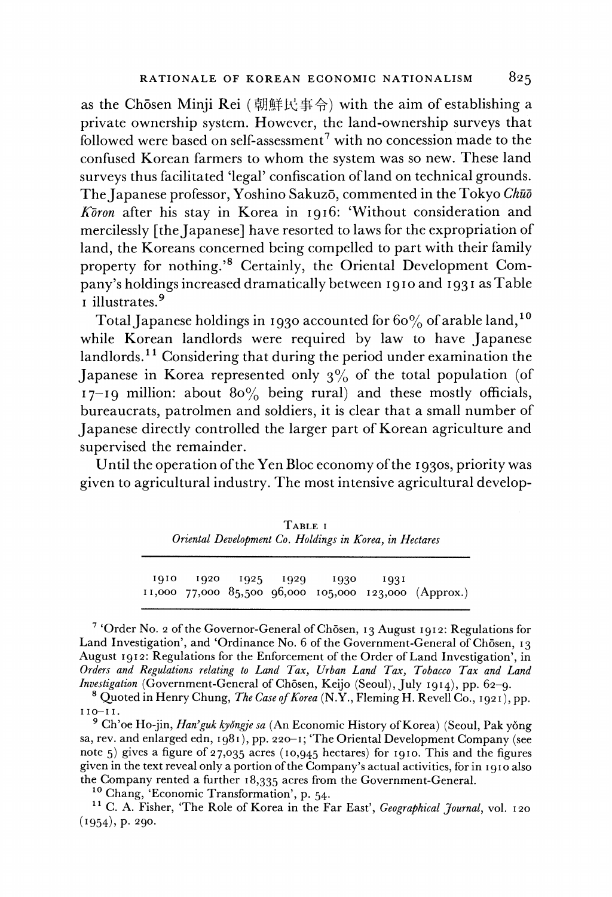as the Chōsen Minji Rei (朝鮮民事令) with the aim of establishing a private ownership system. However, the land-ownership surveys that followed were based on self-assessment[7] with no concession made to the confused Korean farmers to whom the system was so new. These land surveys thus facilitated 'legal' confiscation of land on technical grounds. The Japanese professor, Yoshino Sakuzō, commented in the Tokyo *Chūō Kōron* after his stay in Korea in 1916: 'Without consideration and mercilessly [the Japanese] have resorted to laws for the expropriation of land, the Koreans concerned being compelled to part with their family property for nothing.'[8] Certainly, the Oriental Development Company's holdings increased dramatically between 1910 and 1931 as Table 1 illustrates.[9]

Total Japanese holdings in 1930 accounted for 60% of arable land,[10] while Korean landlords were required by law to have Japanese landlords.[11] Considering that during the period under examination the Japanese in Korea represented only 3% of the total population (of 17–19 million: about 80% being rural) and these mostly officials, bureaucrats, patrolmen and soldiers, it is clear that a small number of Japanese directly controlled the larger part of Korean agriculture and supervised the remainder.

Until the operation of the Yen Bloc economy of the 1930s, priority was given to agricultural industry. The most intensive agricultural develop-

TABLE 1
*Oriental Development Co. Holdings in Korea, in Hectares*

| 1910 | 1920 | 1925 | 1929 | 1930 | 1931 | |
|---|---|---|---|---|---|---|
| 11,000 | 77,000 | 85,500 | 96,000 | 105,000 | 123,000 | (Approx.) |

[7] 'Order No. 2 of the Governor-General of Chōsen, 13 August 1912: Regulations for Land Investigation', and 'Ordinance No. 6 of the Government-General of Chōsen, 13 August 1912: Regulations for the Enforcement of the Order of Land Investigation', in *Orders and Regulations relating to Land Tax, Urban Land Tax, Tobacco Tax and Land Investigation* (Government-General of Chōsen, Keijo (Seoul), July 1914), pp. 62–9.

[8] Quoted in Henry Chung, *The Case of Korea* (N.Y., Fleming H. Revell Co., 1921), pp. 110–11.

[9] Ch'oe Ho-jin, *Han'guk kyŏngje sa* (An Economic History of Korea) (Seoul, Pak yŏng sa, rev. and enlarged edn, 1981), pp. 220–1; 'The Oriental Development Company (see note 5) gives a figure of 27,035 acres (10,945 hectares) for 1910. This and the figures given in the text reveal only a portion of the Company's actual activities, for in 1910 also the Company rented a further 18,335 acres from the Government-General.

[10] Chang, 'Economic Transformation', p. 54.

[11] C. A. Fisher, 'The Role of Korea in the Far East', *Geographical Journal*, vol. 120 (1954), p. 290.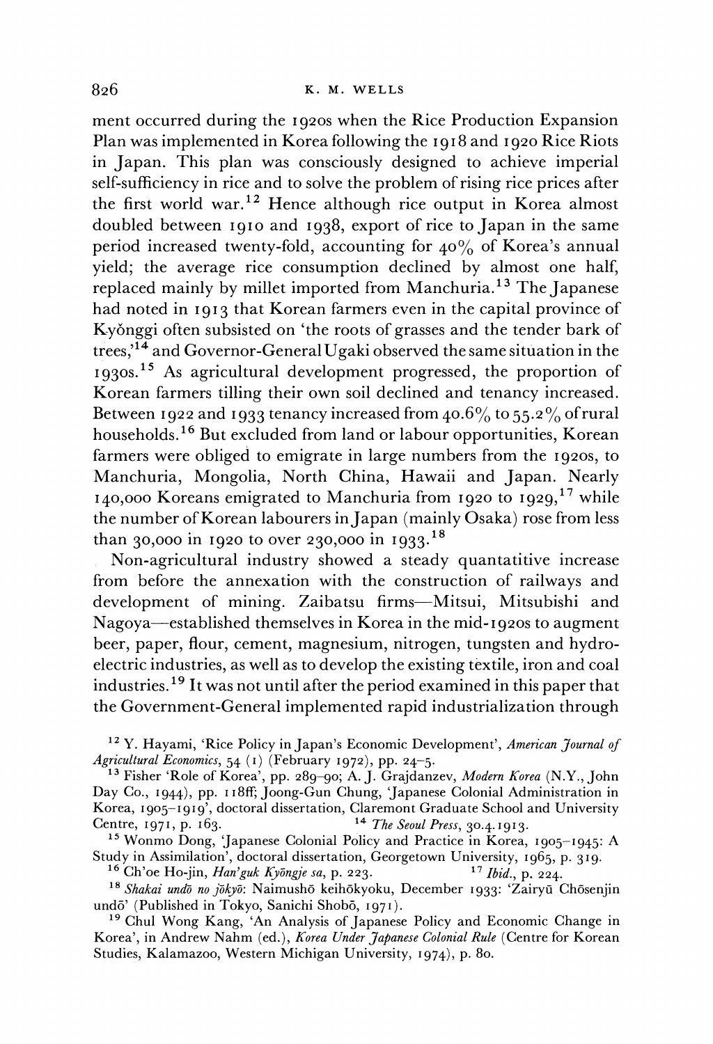ment occurred during the 1920s when the Rice Production Expansion Plan was implemented in Korea following the 1918 and 1920 Rice Riots in Japan. This plan was consciously designed to achieve imperial self-sufficiency in rice and to solve the problem of rising rice prices after the first world war.[12] Hence although rice output in Korea almost doubled between 1910 and 1938, export of rice to Japan in the same period increased twenty-fold, accounting for 40% of Korea's annual yield; the average rice consumption declined by almost one half, replaced mainly by millet imported from Manchuria.[13] The Japanese had noted in 1913 that Korean farmers even in the capital province of Kyŏnggi often subsisted on 'the roots of grasses and the tender bark of trees,'[14] and Governor-General Ugaki observed the same situation in the 1930s.[15] As agricultural development progressed, the proportion of Korean farmers tilling their own soil declined and tenancy increased. Between 1922 and 1933 tenancy increased from 40.6% to 55.2% of rural households.[16] But excluded from land or labour opportunities, Korean farmers were obliged to emigrate in large numbers from the 1920s, to Manchuria, Mongolia, North China, Hawaii and Japan. Nearly 140,000 Koreans emigrated to Manchuria from 1920 to 1929,[17] while the number of Korean labourers in Japan (mainly Osaka) rose from less than 30,000 in 1920 to over 230,000 in 1933.[18]

Non-agricultural industry showed a steady quantatitive increase from before the annexation with the construction of railways and development of mining. Zaibatsu firms—Mitsui, Mitsubishi and Nagoya—established themselves in Korea in the mid-1920s to augment beer, paper, flour, cement, magnesium, nitrogen, tungsten and hydro-electric industries, as well as to develop the existing textile, iron and coal industries.[19] It was not until after the period examined in this paper that the Government-General implemented rapid industrialization through

[12] Y. Hayami, 'Rice Policy in Japan's Economic Development', *American Journal of Agricultural Economics*, 54 (1) (February 1972), pp. 24–5.

[13] Fisher 'Role of Korea', pp. 289–90; A. J. Grajdanzev, *Modern Korea* (N.Y., John Day Co., 1944), pp. 118ff; Joong-Gun Chung, 'Japanese Colonial Administration in Korea, 1905–1919', doctoral dissertation, Claremont Graduate School and University Centre, 1971, p. 163.

[14] *The Seoul Press*, 30.4.1913.

[15] Wonmo Dong, 'Japanese Colonial Policy and Practice in Korea, 1905–1945: A Study in Assimilation', doctoral dissertation, Georgetown University, 1965, p. 319.

[16] Ch'oe Ho-jin, *Han'guk Kyŏngje sa*, p. 223.

[17] *Ibid.*, p. 224.

[18] *Shakai undō no jōkyō*: Naimushō keihōkyoku, December 1933: 'Zairyū Chōsenjin undō' (Published in Tokyo, Sanichi Shobō, 1971).

[19] Chul Wong Kang, 'An Analysis of Japanese Policy and Economic Change in Korea', in Andrew Nahm (ed.), *Korea Under Japanese Colonial Rule* (Centre for Korean Studies, Kalamazoo, Western Michigan University, 1974), p. 80.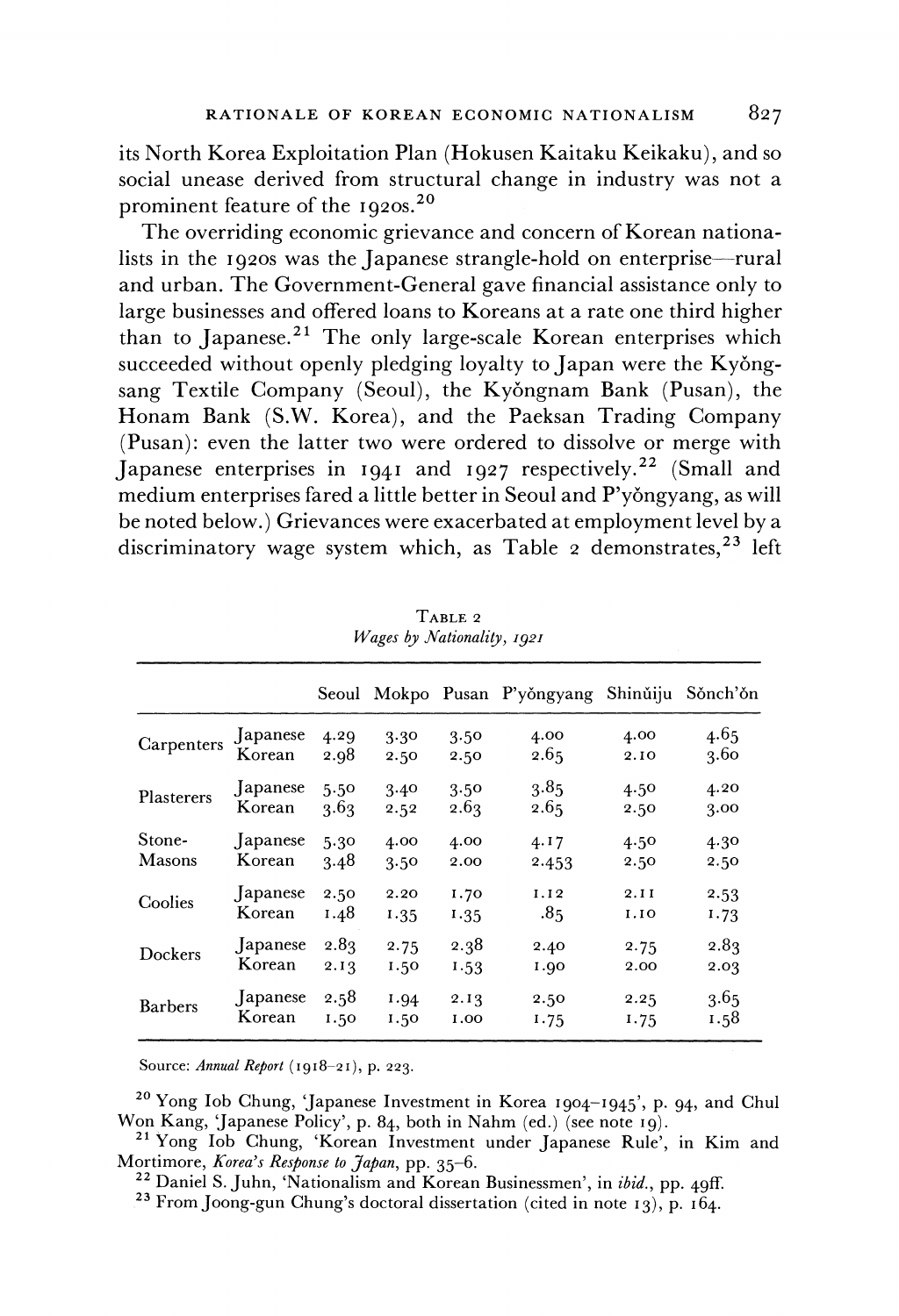its North Korea Exploitation Plan (Hokusen Kaitaku Keikaku), and so social unease derived from structural change in industry was not a prominent feature of the 1920s.[20]

The overriding economic grievance and concern of Korean nationalists in the 1920s was the Japanese strangle-hold on enterprise—rural and urban. The Government-General gave financial assistance only to large businesses and offered loans to Koreans at a rate one third higher than to Japanese.[21] The only large-scale Korean enterprises which succeeded without openly pledging loyalty to Japan were the Kyŏngsang Textile Company (Seoul), the Kyŏngnam Bank (Pusan), the Honam Bank (S.W. Korea), and the Paeksan Trading Company (Pusan): even the latter two were ordered to dissolve or merge with Japanese enterprises in 1941 and 1927 respectively.[22] (Small and medium enterprises fared a little better in Seoul and P'yŏngyang, as will be noted below.) Grievances were exacerbated at employment level by a discriminatory wage system which, as Table 2 demonstrates,[23] left

TABLE 2
*Wages by Nationality, 1921*

| | | Seoul | Mokpo | Pusan | P'yŏngyang | Shinŭiju | Sŏnch'ŏn |
|---|---|---|---|---|---|---|---|
| Carpenters | Japanese | 4.29 | 3.30 | 3.50 | 4.00 | 4.00 | 4.65 |
| | Korean | 2.98 | 2.50 | 2.50 | 2.65 | 2.10 | 3.60 |
| Plasterers | Japanese | 5.50 | 3.40 | 3.50 | 3.85 | 4.50 | 4.20 |
| | Korean | 3.63 | 2.52 | 2.63 | 2.65 | 2.50 | 3.00 |
| Stone-Masons | Japanese | 5.30 | 4.00 | 4.00 | 4.17 | 4.50 | 4.30 |
| | Korean | 3.48 | 3.50 | 2.00 | 2.453 | 2.50 | 2.50 |
| Coolies | Japanese | 2.50 | 2.20 | 1.70 | 1.12 | 2.11 | 2.53 |
| | Korean | 1.48 | 1.35 | 1.35 | .85 | 1.10 | 1.73 |
| Dockers | Japanese | 2.83 | 2.75 | 2.38 | 2.40 | 2.75 | 2.83 |
| | Korean | 2.13 | 1.50 | 1.53 | 1.90 | 2.00 | 2.03 |
| Barbers | Japanese | 2.58 | 1.94 | 2.13 | 2.50 | 2.25 | 3.65 |
| | Korean | 1.50 | 1.50 | 1.00 | 1.75 | 1.75 | 1.58 |

Source: *Annual Report* (1918–21), p. 223.

[20] Yong Iob Chung, 'Japanese Investment in Korea 1904–1945', p. 94, and Chul Won Kang, 'Japanese Policy', p. 84, both in Nahm (ed.) (see note 19).

[21] Yong Iob Chung, 'Korean Investment under Japanese Rule', in Kim and Mortimore, *Korea's Response to Japan*, pp. 35–6.

[22] Daniel S. Juhn, 'Nationalism and Korean Businessmen', in *ibid.*, pp. 49ff.

[23] From Joong-gun Chung's doctoral dissertation (cited in note 13), p. 164.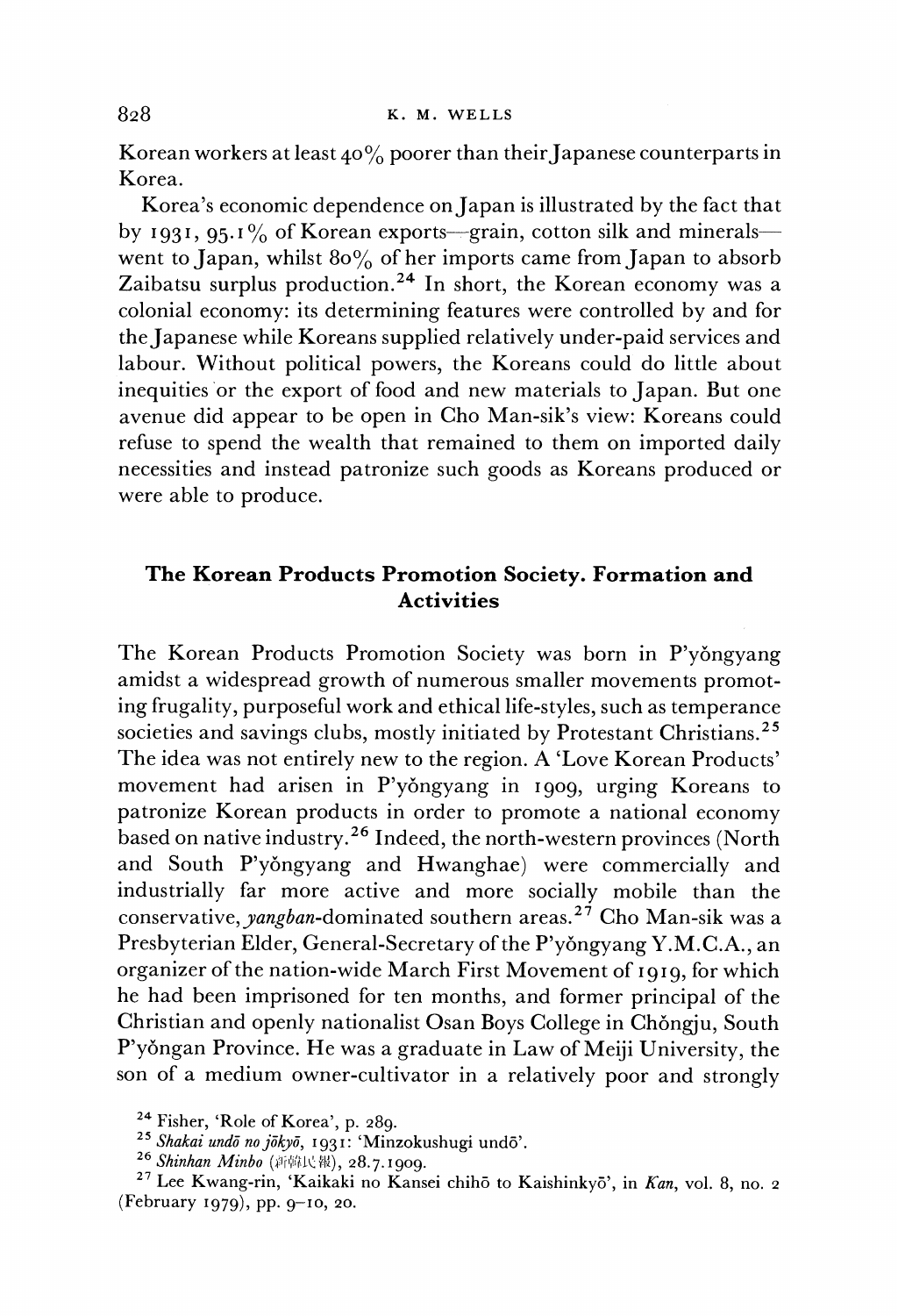Korean workers at least 40% poorer than their Japanese counterparts in Korea.

Korea's economic dependence on Japan is illustrated by the fact that by 1931, 95.1% of Korean exports—grain, cotton silk and minerals—went to Japan, whilst 80% of her imports came from Japan to absorb Zaibatsu surplus production.[24] In short, the Korean economy was a colonial economy: its determining features were controlled by and for the Japanese while Koreans supplied relatively under-paid services and labour. Without political powers, the Koreans could do little about inequities or the export of food and new materials to Japan. But one avenue did appear to be open in Cho Man-sik's view: Koreans could refuse to spend the wealth that remained to them on imported daily necessities and instead patronize such goods as Koreans produced or were able to produce.

## The Korean Products Promotion Society. Formation and Activities

The Korean Products Promotion Society was born in P'yŏngyang amidst a widespread growth of numerous smaller movements promoting frugality, purposeful work and ethical life-styles, such as temperance societies and savings clubs, mostly initiated by Protestant Christians.[25] The idea was not entirely new to the region. A 'Love Korean Products' movement had arisen in P'yŏngyang in 1909, urging Koreans to patronize Korean products in order to promote a national economy based on native industry.[26] Indeed, the north-western provinces (North and South P'yŏngyang and Hwanghae) were commercially and industrially far more active and more socially mobile than the conservative, *yangban*-dominated southern areas.[27] Cho Man-sik was a Presbyterian Elder, General-Secretary of the P'yŏngyang Y.M.C.A., an organizer of the nation-wide March First Movement of 1919, for which he had been imprisoned for ten months, and former principal of the Christian and openly nationalist Osan Boys College in Chŏngju, South P'yŏngan Province. He was a graduate in Law of Meiji University, the son of a medium owner-cultivator in a relatively poor and strongly

[24] Fisher, 'Role of Korea', p. 289.

[25] *Shakai undō no jōkyō*, 1931: 'Minzokushugi undō'.

[26] *Shinhan Minbo* (新韓民報), 28.7.1909.

[27] Lee Kwang-rin, 'Kaikaki no Kansei chihō to Kaishinkyō', in *Kan*, vol. 8, no. 2 (February 1979), pp. 9–10, 20.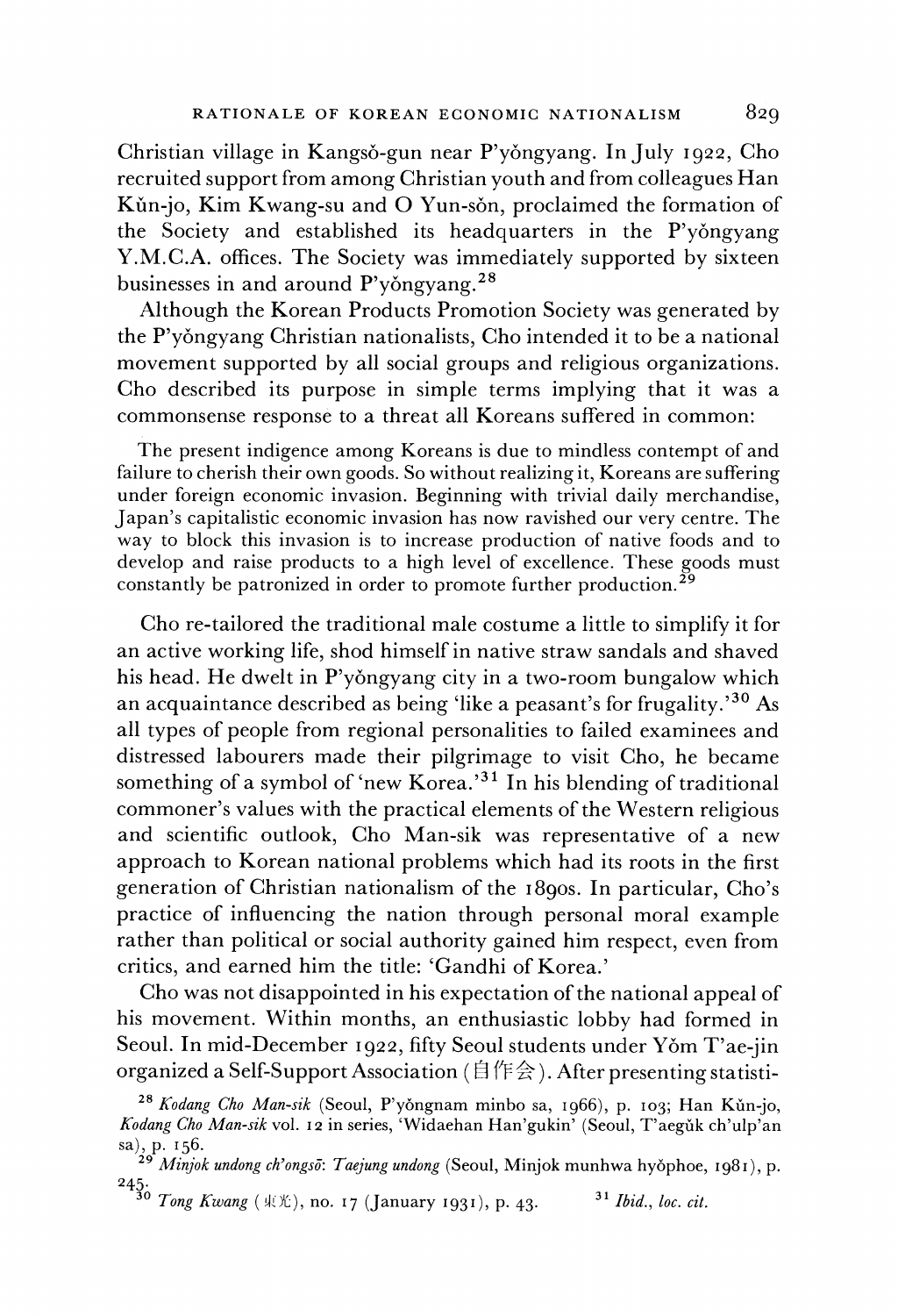Christian village in Kangsŏ-gun near P'yŏngyang. In July 1922, Cho recruited support from among Christian youth and from colleagues Han Kŭn-jo, Kim Kwang-su and O Yun-sŏn, proclaimed the formation of the Society and established its headquarters in the P'yŏngyang Y.M.C.A. offices. The Society was immediately supported by sixteen businesses in and around P'yŏngyang.[28]

Although the Korean Products Promotion Society was generated by the P'yŏngyang Christian nationalists, Cho intended it to be a national movement supported by all social groups and religious organizations. Cho described its purpose in simple terms implying that it was a commonsense response to a threat all Koreans suffered in common:

> The present indigence among Koreans is due to mindless contempt of and failure to cherish their own goods. So without realizing it, Koreans are suffering under foreign economic invasion. Beginning with trivial daily merchandise, Japan's capitalistic economic invasion has now ravished our very centre. The way to block this invasion is to increase production of native foods and to develop and raise products to a high level of excellence. These goods must constantly be patronized in order to promote further production.[29]

Cho re-tailored the traditional male costume a little to simplify it for an active working life, shod himself in native straw sandals and shaved his head. He dwelt in P'yŏngyang city in a two-room bungalow which an acquaintance described as being 'like a peasant's for frugality.'[30] As all types of people from regional personalities to failed examinees and distressed labourers made their pilgrimage to visit Cho, he became something of a symbol of 'new Korea.'[31] In his blending of traditional commoner's values with the practical elements of the Western religious and scientific outlook, Cho Man-sik was representative of a new approach to Korean national problems which had its roots in the first generation of Christian nationalism of the 1890s. In particular, Cho's practice of influencing the nation through personal moral example rather than political or social authority gained him respect, even from critics, and earned him the title: 'Gandhi of Korea.'

Cho was not disappointed in his expectation of the national appeal of his movement. Within months, an enthusiastic lobby had formed in Seoul. In mid-December 1922, fifty Seoul students under Yŏm T'ae-jin organized a Self-Support Association (自作会). After presenting statisti-

[28] *Kodang Cho Man-sik* (Seoul, P'yŏngnam minbo sa, 1966), p. 103; Han Kŭn-jo, *Kodang Cho Man-sik* vol. 12 in series, 'Widaehan Han'gukin' (Seoul, T'aegŭk ch'ulp'an sa), p. 156.

[29] *Minjok undong ch'ongsŏ: Taejung undong* (Seoul, Minjok munhwa hyŏphoe, 1981), p. 245.

[30] *Tong Kwang* (東光), no. 17 (January 1931), p. 43.

[31] *Ibid., loc. cit.*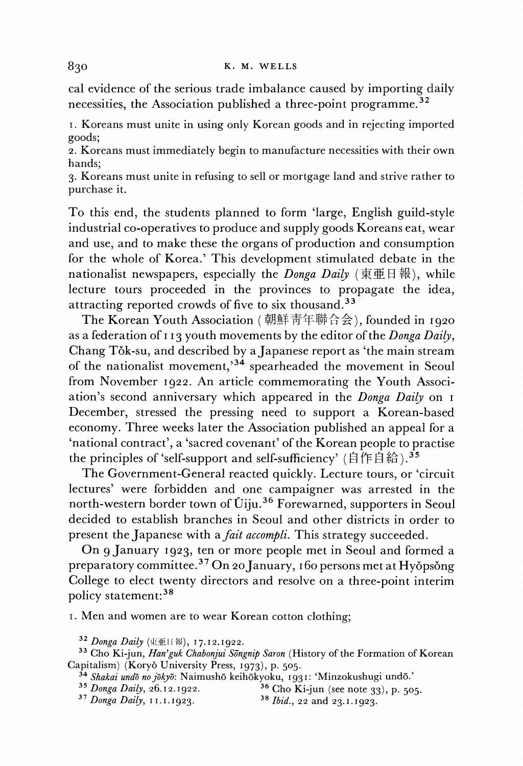cal evidence of the serious trade imbalance caused by importing daily necessities, the Association published a three-point programme.[32]

1. Koreans must unite in using only Korean goods and in rejecting imported goods;
2. Koreans must immediately begin to manufacture necessities with their own hands;
3. Koreans must unite in refusing to sell or mortgage land and strive rather to purchase it.

To this end, the students planned to form 'large, English guild-style industrial co-operatives to produce and supply goods Koreans eat, wear and use, and to make these the organs of production and consumption for the whole of Korea.' This development stimulated debate in the nationalist newspapers, especially the *Donga Daily* (東亜日報), while lecture tours proceeded in the provinces to propagate the idea, attracting reported crowds of five to six thousand.[33]

The Korean Youth Association (朝鮮青年聯合会), founded in 1920 as a federation of 113 youth movements by the editor of the *Donga Daily*, Chang Tŏk-su, and described by a Japanese report as 'the main stream of the nationalist movement,'[34] spearheaded the movement in Seoul from November 1922. An article commemorating the Youth Association's second anniversary which appeared in the *Donga Daily* on 1 December, stressed the pressing need to support a Korean-based economy. Three weeks later the Association published an appeal for a 'national contract', a 'sacred covenant' of the Korean people to practise the principles of 'self-support and self-sufficiency' (自作自給).[35]

The Government-General reacted quickly. Lecture tours, or 'circuit lectures' were forbidden and one campaigner was arrested in the north-western border town of Ŭiju.[36] Forewarned, supporters in Seoul decided to establish branches in Seoul and other districts in order to present the Japanese with a *fait accompli*. This strategy succeeded.

On 9 January 1923, ten or more people met in Seoul and formed a preparatory committee.[37] On 20 January, 160 persons met at Hyŏpsŏng College to elect twenty directors and resolve on a three-point interim policy statement:[38]

1. Men and women are to wear Korean cotton clothing;

[32] *Donga Daily* (東亜日報), 17.12.1922.

[33] Cho Ki-jun, *Han'guk Chabonjui Sŏngnip Saron* (History of the Formation of Korean Capitalism) (Koryŏ University Press, 1973), p. 505.

[34] *Shakai undō no jōkyō*: Naimushō keihōkyoku, 1931: 'Minzokushugi undō.'

[35] *Donga Daily*, 26.12.1922.

[36] Cho Ki-jun (see note 33), p. 505.

[37] *Donga Daily*, 11.1.1923.

[38] *Ibid.*, 22 and 23.1.1923.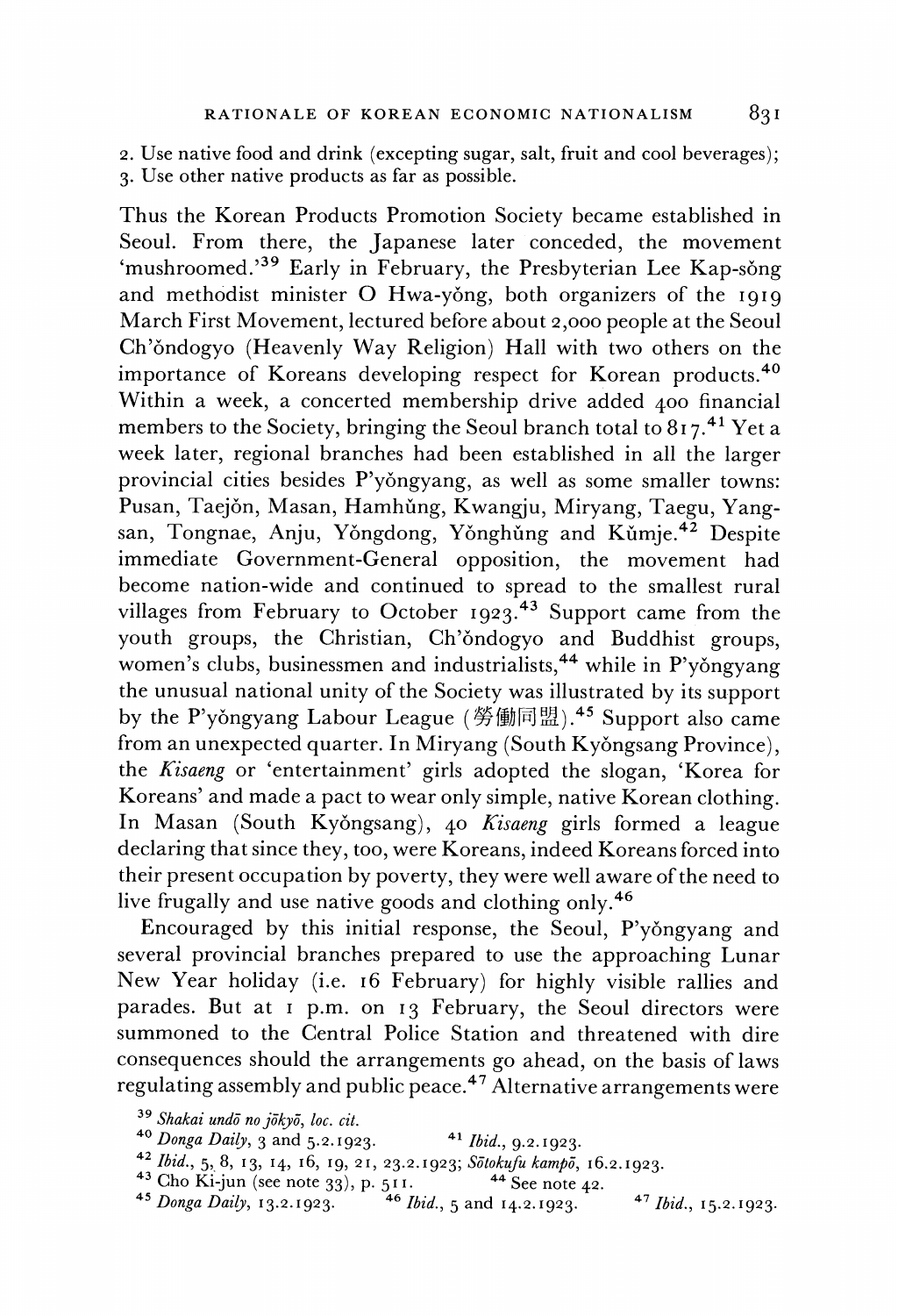2. Use native food and drink (excepting sugar, salt, fruit and cool beverages);
3. Use other native products as far as possible.

Thus the Korean Products Promotion Society became established in Seoul. From there, the Japanese later conceded, the movement 'mushroomed.'[39] Early in February, the Presbyterian Lee Kap-sŏng and methodist minister O Hwa-yŏng, both organizers of the 1919 March First Movement, lectured before about 2,000 people at the Seoul Ch'ŏndogyo (Heavenly Way Religion) Hall with two others on the importance of Koreans developing respect for Korean products.[40] Within a week, a concerted membership drive added 400 financial members to the Society, bringing the Seoul branch total to 817.[41] Yet a week later, regional branches had been established in all the larger provincial cities besides P'yŏngyang, as well as some smaller towns: Pusan, Taejŏn, Masan, Hamhŭng, Kwangju, Miryang, Taegu, Yang-san, Tongnae, Anju, Yŏngdong, Yŏnghŭng and Kŭmje.[42] Despite immediate Government-General opposition, the movement had become nation-wide and continued to spread to the smallest rural villages from February to October 1923.[43] Support came from the youth groups, the Christian, Ch'ŏndogyo and Buddhist groups, women's clubs, businessmen and industrialists,[44] while in P'yŏngyang the unusual national unity of the Society was illustrated by its support by the P'yŏngyang Labour League (勞働同盟).[45] Support also came from an unexpected quarter. In Miryang (South Kyŏngsang Province), the *Kisaeng* or 'entertainment' girls adopted the slogan, 'Korea for Koreans' and made a pact to wear only simple, native Korean clothing. In Masan (South Kyŏngsang), 40 *Kisaeng* girls formed a league declaring that since they, too, were Koreans, indeed Koreans forced into their present occupation by poverty, they were well aware of the need to live frugally and use native goods and clothing only.[46]

Encouraged by this initial response, the Seoul, P'yŏngyang and several provincial branches prepared to use the approaching Lunar New Year holiday (i.e. 16 February) for highly visible rallies and parades. But at 1 p.m. on 13 February, the Seoul directors were summoned to the Central Police Station and threatened with dire consequences should the arrangements go ahead, on the basis of laws regulating assembly and public peace.[47] Alternative arrangements were

[39] *Shakai undō no jōkyō*, *loc. cit.*

[40] *Donga Daily*, 3 and 5.2.1923.

[41] *Ibid.*, 9.2.1923.

[42] *Ibid.*, 5, 8, 13, 14, 16, 19, 21, 23.2.1923; *Sōtokufu kampō*, 16.2.1923.

[43] Cho Ki-jun (see note 33), p. 511.

[44] See note 42.

[45] *Donga Daily*, 13.2.1923.

[46] *Ibid.*, 5 and 14.2.1923.

[47] *Ibid.*, 15.2.1923.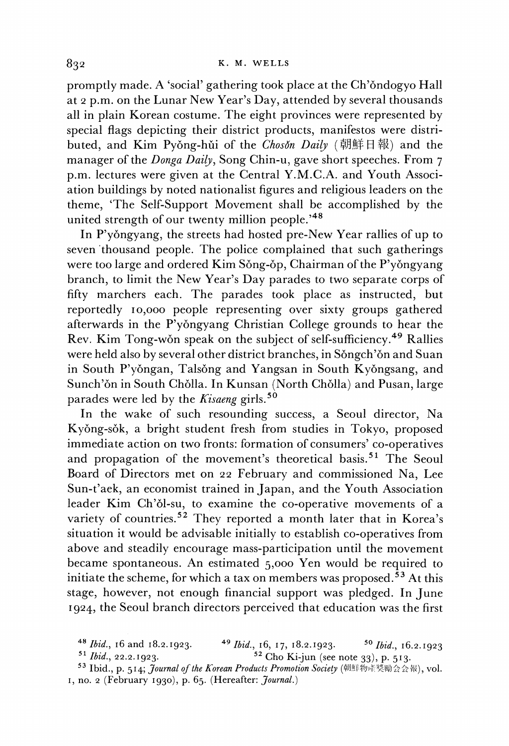promptly made. A 'social' gathering took place at the Ch'ŏndogyo Hall at 2 p.m. on the Lunar New Year's Day, attended by several thousands all in plain Korean costume. The eight provinces were represented by special flags depicting their district products, manifestos were distributed, and Kim Pyŏng-hŭi of the *Chosŏn Daily* (朝鮮日報) and the manager of the *Donga Daily*, Song Chin-u, gave short speeches. From 7 p.m. lectures were given at the Central Y.M.C.A. and Youth Association buildings by noted nationalist figures and religious leaders on the theme, 'The Self-Support Movement shall be accomplished by the united strength of our twenty million people.'[48]

In P'yŏngyang, the streets had hosted pre-New Year rallies of up to seven thousand people. The police complained that such gatherings were too large and ordered Kim Sŏng-ŏp, Chairman of the P'yŏngyang branch, to limit the New Year's Day parades to two separate corps of fifty marchers each. The parades took place as instructed, but reportedly 10,000 people representing over sixty groups gathered afterwards in the P'yŏngyang Christian College grounds to hear the Rev. Kim Tong-wŏn speak on the subject of self-sufficiency.[49] Rallies were held also by several other district branches, in Sŏngch'ŏn and Suan in South P'yŏngan, Talsŏng and Yangsan in South Kyŏngsang, and Sunch'ŏn in South Chŏlla. In Kunsan (North Chŏlla) and Pusan, large parades were led by the *Kisaeng* girls.[50]

In the wake of such resounding success, a Seoul director, Na Kyŏng-sŏk, a bright student fresh from studies in Tokyo, proposed immediate action on two fronts: formation of consumers' co-operatives and propagation of the movement's theoretical basis.[51] The Seoul Board of Directors met on 22 February and commissioned Na, Lee Sun-t'aek, an economist trained in Japan, and the Youth Association leader Kim Ch'ŏl-su, to examine the co-operative movements of a variety of countries.[52] They reported a month later that in Korea's situation it would be advisable initially to establish co-operatives from above and steadily encourage mass-participation until the movement became spontaneous. An estimated 5,000 Yen would be required to initiate the scheme, for which a tax on members was proposed.[53] At this stage, however, not enough financial support was pledged. In June 1924, the Seoul branch directors perceived that education was the first

[48] *Ibid.*, 16 and 18.2.1923. [49] *Ibid.*, 16, 17, 18.2.1923. [50] *Ibid.*, 16.2.1923

[51] *Ibid.*, 22.2.1923. [52] Cho Ki-jun (see note 33), p. 513.

[53] Ibid., p. 514; *Journal of the Korean Products Promotion Society* (朝鮮物産奨励会会報), vol. 1, no. 2 (February 1930), p. 65. (Hereafter: *Journal.*)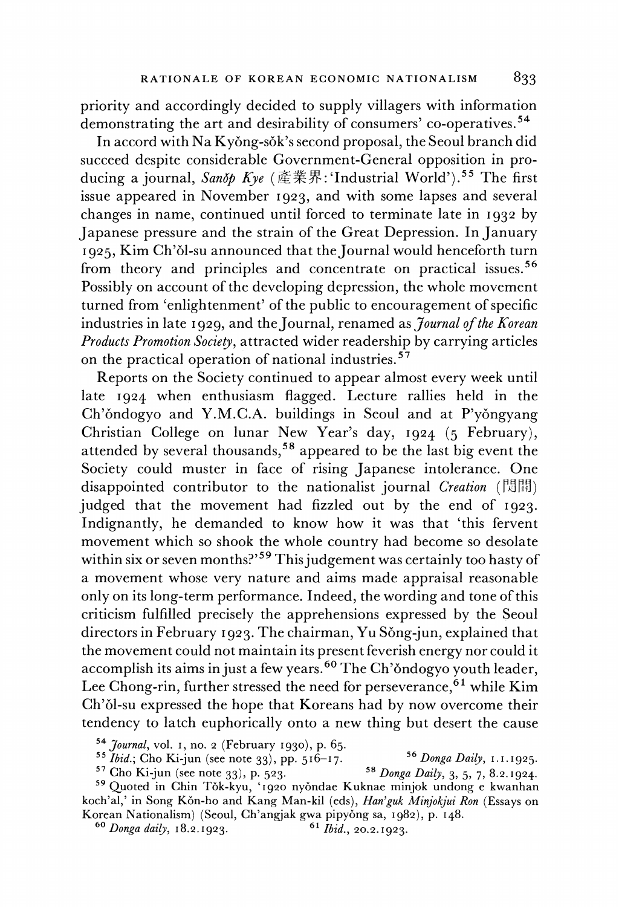priority and accordingly decided to supply villagers with information demonstrating the art and desirability of consumers' co-operatives.[54]

In accord with Na Kyŏng-sŏk's second proposal, the Seoul branch did succeed despite considerable Government-General opposition in producing a journal, *Sanŏp Kye* (産業界:'Industrial World').[55] The first issue appeared in November 1923, and with some lapses and several changes in name, continued until forced to terminate late in 1932 by Japanese pressure and the strain of the Great Depression. In January 1925, Kim Ch'ŏl-su announced that the Journal would henceforth turn from theory and principles and concentrate on practical issues.[56] Possibly on account of the developing depression, the whole movement turned from 'enlightenment' of the public to encouragement of specific industries in late 1929, and the Journal, renamed as *Journal of the Korean Products Promotion Society*, attracted wider readership by carrying articles on the practical operation of national industries.[57]

Reports on the Society continued to appear almost every week until late 1924 when enthusiasm flagged. Lecture rallies held in the Ch'ŏndogyo and Y.M.C.A. buildings in Seoul and at P'yŏngyang Christian College on lunar New Year's day, 1924 (5 February), attended by several thousands,[58] appeared to be the last big event the Society could muster in face of rising Japanese intolerance. One disappointed contributor to the nationalist journal *Creation* (開闢) judged that the movement had fizzled out by the end of 1923. Indignantly, he demanded to know how it was that 'this fervent movement which so shook the whole country had become so desolate within six or seven months?'[59] This judgement was certainly too hasty of a movement whose very nature and aims made appraisal reasonable only on its long-term performance. Indeed, the wording and tone of this criticism fulfilled precisely the apprehensions expressed by the Seoul directors in February 1923. The chairman, Yu Sŏng-jun, explained that the movement could not maintain its present feverish energy nor could it accomplish its aims in just a few years.[60] The Ch'ŏndogyo youth leader, Lee Chong-rin, further stressed the need for perseverance,[61] while Kim Ch'ŏl-su expressed the hope that Koreans had by now overcome their tendency to latch euphorically onto a new thing but desert the cause

[54] *Journal*, vol. 1, no. 2 (February 1930), p. 65.

[55] *Ibid.*; Cho Ki-jun (see note 33), pp. 516–17.

[56] *Donga Daily*, 1.1.1925.

[57] Cho Ki-jun (see note 33), p. 523.

[58] *Donga Daily*, 3, 5, 7, 8.2.1924.

[59] Quoted in Chin Tŏk-kyu, '1920 nyŏndae Kuknae minjok undong e kwanhan koch'al,' in Song Kŏn-ho and Kang Man-kil (eds), *Han'guk Minjokjui Ron* (Essays on Korean Nationalism) (Seoul, Ch'angjak gwa pipyŏng sa, 1982), p. 148.

[60] *Donga daily*, 18.2.1923.

[61] *Ibid.*, 20.2.1923.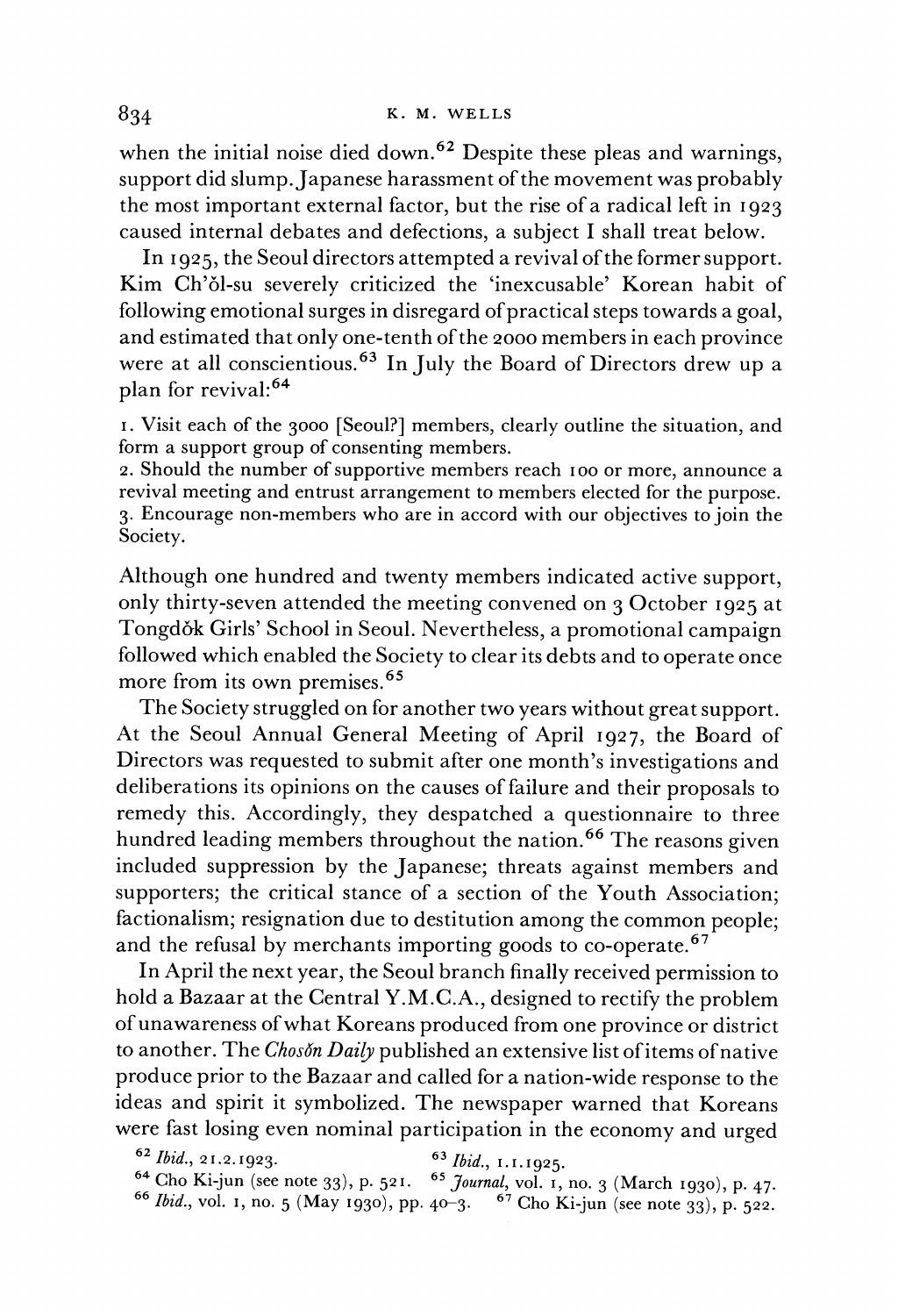when the initial noise died down.[62] Despite these pleas and warnings, support did slump. Japanese harassment of the movement was probably the most important external factor, but the rise of a radical left in 1923 caused internal debates and defections, a subject I shall treat below.

In 1925, the Seoul directors attempted a revival of the former support. Kim Ch'ŏl-su severely criticized the 'inexcusable' Korean habit of following emotional surges in disregard of practical steps towards a goal, and estimated that only one-tenth of the 2000 members in each province were at all conscientious.[63] In July the Board of Directors drew up a plan for revival:[64]

> 1. Visit each of the 3000 [Seoul?] members, clearly outline the situation, and form a support group of consenting members.
> 2. Should the number of supportive members reach 100 or more, announce a revival meeting and entrust arrangement to members elected for the purpose.
> 3. Encourage non-members who are in accord with our objectives to join the Society.

Although one hundred and twenty members indicated active support, only thirty-seven attended the meeting convened on 3 October 1925 at Tongdŏk Girls' School in Seoul. Nevertheless, a promotional campaign followed which enabled the Society to clear its debts and to operate once more from its own premises.[65]

The Society struggled on for another two years without great support. At the Seoul Annual General Meeting of April 1927, the Board of Directors was requested to submit after one month's investigations and deliberations its opinions on the causes of failure and their proposals to remedy this. Accordingly, they despatched a questionnaire to three hundred leading members throughout the nation.[66] The reasons given included suppression by the Japanese; threats against members and supporters; the critical stance of a section of the Youth Association; factionalism; resignation due to destitution among the common people; and the refusal by merchants importing goods to co-operate.[67]

In April the next year, the Seoul branch finally received permission to hold a Bazaar at the Central Y.M.C.A., designed to rectify the problem of unawareness of what Koreans produced from one province or district to another. The *Chosŏn Daily* published an extensive list of items of native produce prior to the Bazaar and called for a nation-wide response to the ideas and spirit it symbolized. The newspaper warned that Koreans were fast losing even nominal participation in the economy and urged

[62] *Ibid.*, 21.2.1923.
[63] *Ibid.*, 1.1.1925.
[64] Cho Ki-jun (see note 33), p. 521.
[65] *Journal*, vol. 1, no. 3 (March 1930), p. 47.
[66] *Ibid.*, vol. 1, no. 5 (May 1930), pp. 40–3.
[67] Cho Ki-jun (see note 33), p. 522.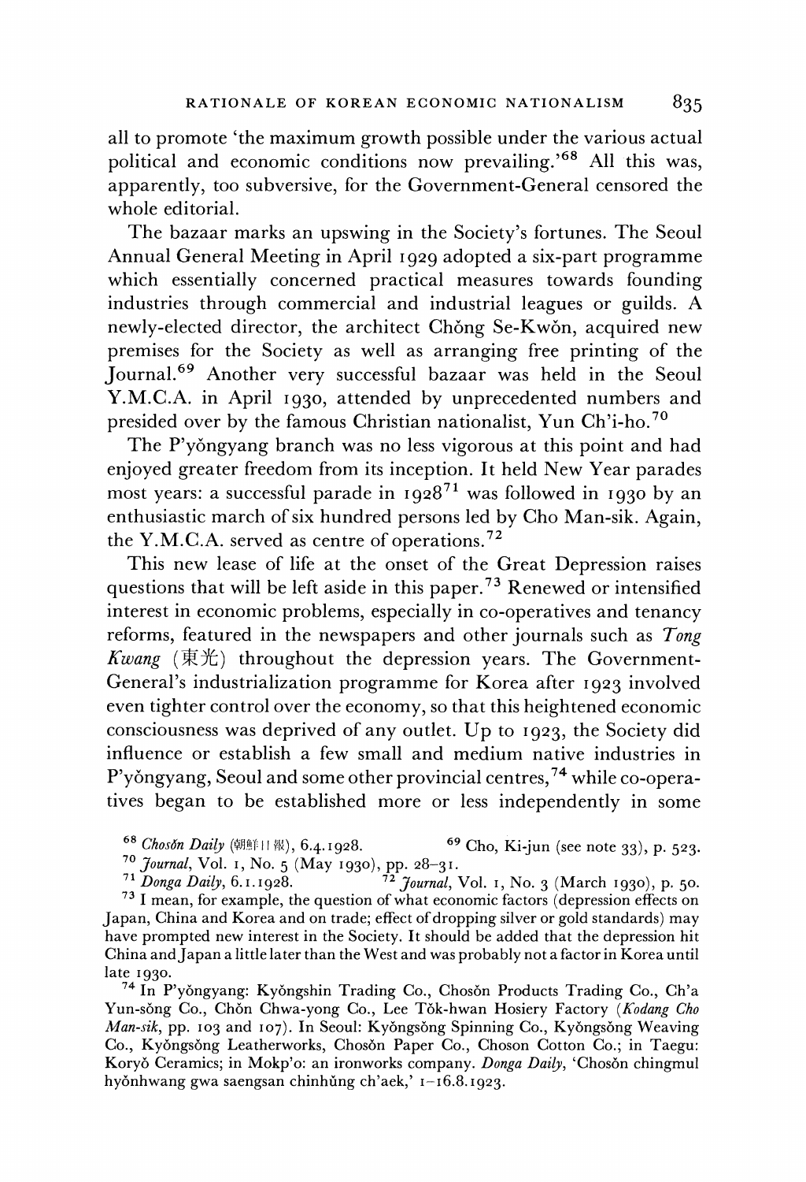all to promote 'the maximum growth possible under the various actual political and economic conditions now prevailing.'[68] All this was, apparently, too subversive, for the Government-General censored the whole editorial.

The bazaar marks an upswing in the Society's fortunes. The Seoul Annual General Meeting in April 1929 adopted a six-part programme which essentially concerned practical measures towards founding industries through commercial and industrial leagues or guilds. A newly-elected director, the architect Chŏng Se-Kwŏn, acquired new premises for the Society as well as arranging free printing of the Journal.[69] Another very successful bazaar was held in the Seoul Y.M.C.A. in April 1930, attended by unprecedented numbers and presided over by the famous Christian nationalist, Yun Ch'i-ho.[70]

The P'yŏngyang branch was no less vigorous at this point and had enjoyed greater freedom from its inception. It held New Year parades most years: a successful parade in 1928[71] was followed in 1930 by an enthusiastic march of six hundred persons led by Cho Man-sik. Again, the Y.M.C.A. served as centre of operations.[72]

This new lease of life at the onset of the Great Depression raises questions that will be left aside in this paper.[73] Renewed or intensified interest in economic problems, especially in co-operatives and tenancy reforms, featured in the newspapers and other journals such as *Tong Kwang* (東光) throughout the depression years. The Government-General's industrialization programme for Korea after 1923 involved even tighter control over the economy, so that this heightened economic consciousness was deprived of any outlet. Up to 1923, the Society did influence or establish a few small and medium native industries in P'yŏngyang, Seoul and some other provincial centres,[74] while co-operatives began to be established more or less independently in some

---

[68] *Chosŏn Daily* (朝鮮日報), 6.4.1928. [69] Cho, Ki-jun (see note 33), p. 523.

[70] *Journal*, Vol. 1, No. 5 (May 1930), pp. 28–31.

[71] *Donga Daily*, 6.1.1928. [72] *Journal*, Vol. 1, No. 3 (March 1930), p. 50.

[73] I mean, for example, the question of what economic factors (depression effects on Japan, China and Korea and on trade; effect of dropping silver or gold standards) may have prompted new interest in the Society. It should be added that the depression hit China and Japan a little later than the West and was probably not a factor in Korea until late 1930.

[74] In P'yŏngyang: Kyŏngshin Trading Co., Chosŏn Products Trading Co., Ch'a Yun-sŏng Co., Chŏn Chwa-yong Co., Lee Tŏk-hwan Hosiery Factory (*Kodang Cho Man-sik*, pp. 103 and 107). In Seoul: Kyŏngsŏng Spinning Co., Kyŏngsŏng Weaving Co., Kyŏngsŏng Leatherworks, Chosŏn Paper Co., Choson Cotton Co.; in Taegu: Koryŏ Ceramics; in Mokp'o: an ironworks company. *Donga Daily*, 'Chosŏn chingmul hyŏnhwang gwa saengsan chinhŭng ch'aek,' 1–16.8.1923.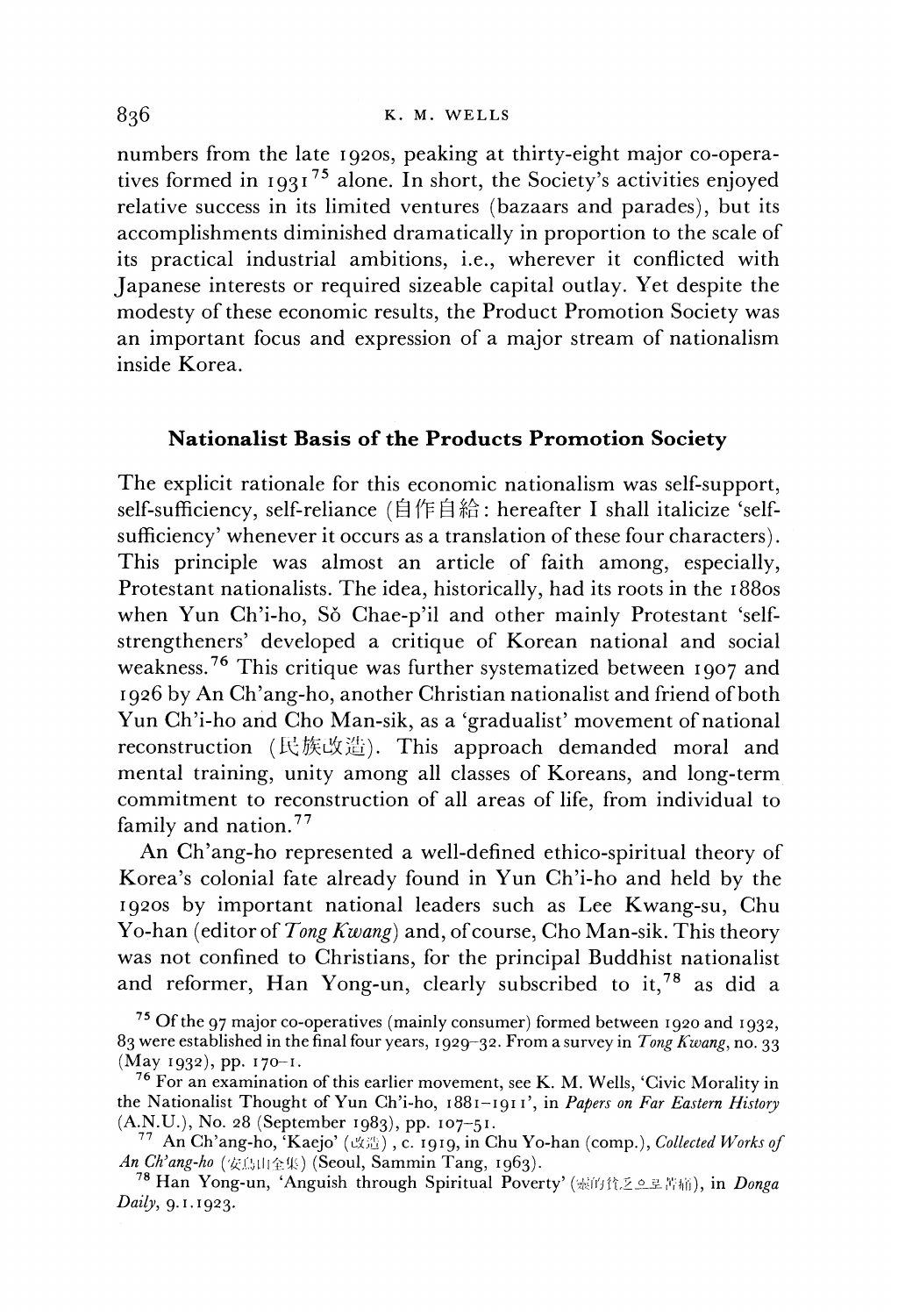numbers from the late 1920s, peaking at thirty-eight major co-operatives formed in 1931[75] alone. In short, the Society's activities enjoyed relative success in its limited ventures (bazaars and parades), but its accomplishments diminished dramatically in proportion to the scale of its practical industrial ambitions, i.e., wherever it conflicted with Japanese interests or required sizeable capital outlay. Yet despite the modesty of these economic results, the Product Promotion Society was an important focus and expression of a major stream of nationalism inside Korea.

## Nationalist Basis of the Products Promotion Society

The explicit rationale for this economic nationalism was self-support, self-sufficiency, self-reliance (自作自給: hereafter I shall italicize 'self-sufficiency' whenever it occurs as a translation of these four characters). This principle was almost an article of faith among, especially, Protestant nationalists. The idea, historically, had its roots in the 1880s when Yun Ch'i-ho, Sŏ Chae-p'il and other mainly Protestant 'self-strengtheners' developed a critique of Korean national and social weakness.[76] This critique was further systematized between 1907 and 1926 by An Ch'ang-ho, another Christian nationalist and friend of both Yun Ch'i-ho and Cho Man-sik, as a 'gradualist' movement of national reconstruction (民族改造). This approach demanded moral and mental training, unity among all classes of Koreans, and long-term commitment to reconstruction of all areas of life, from individual to family and nation.[77]

An Ch'ang-ho represented a well-defined ethico-spiritual theory of Korea's colonial fate already found in Yun Ch'i-ho and held by the 1920s by important national leaders such as Lee Kwang-su, Chu Yo-han (editor of *Tong Kwang*) and, of course, Cho Man-sik. This theory was not confined to Christians, for the principal Buddhist nationalist and reformer, Han Yong-un, clearly subscribed to it,[78] as did a

[75] Of the 97 major co-operatives (mainly consumer) formed between 1920 and 1932, 83 were established in the final four years, 1929–32. From a survey in *Tong Kwang*, no. 33 (May 1932), pp. 170–1.

[76] For an examination of this earlier movement, see K. M. Wells, 'Civic Morality in the Nationalist Thought of Yun Ch'i-ho, 1881–1911', in *Papers on Far Eastern History* (A.N.U.), No. 28 (September 1983), pp. 107–51.

[77] An Ch'ang-ho, 'Kaejo' (改造), c. 1919, in Chu Yo-han (comp.), *Collected Works of An Ch'ang-ho* (安島山全集) (Seoul, Sammin Tang, 1963).

[78] Han Yong-un, 'Anguish through Spiritual Poverty' (靈的貧乏으로苦痛), in *Donga Daily*, 9.1.1923.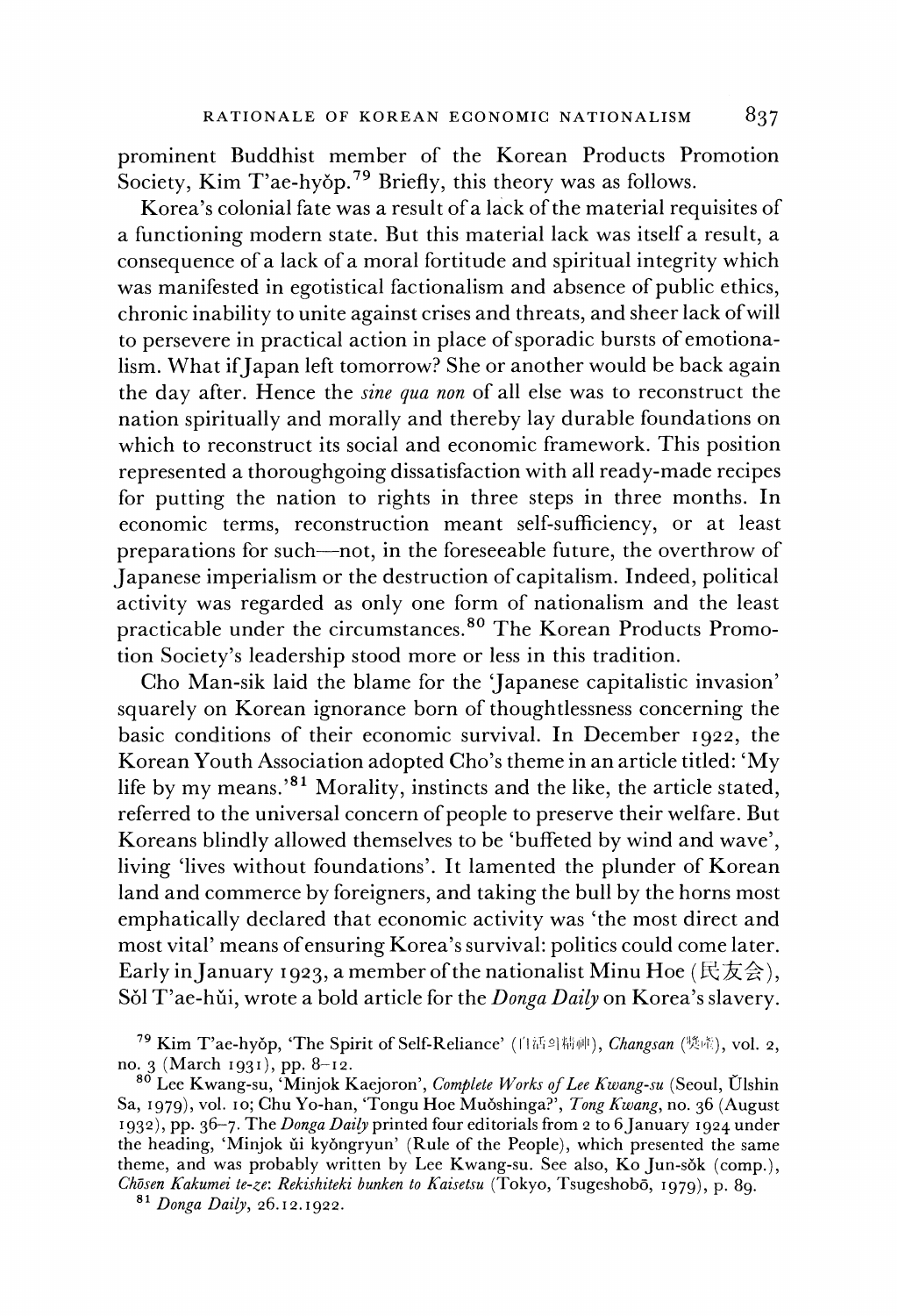prominent Buddhist member of the Korean Products Promotion Society, Kim T'ae-hyŏp.[79] Briefly, this theory was as follows.

Korea's colonial fate was a result of a lack of the material requisites of a functioning modern state. But this material lack was itself a result, a consequence of a lack of a moral fortitude and spiritual integrity which was manifested in egotistical factionalism and absence of public ethics, chronic inability to unite against crises and threats, and sheer lack of will to persevere in practical action in place of sporadic bursts of emotionalism. What if Japan left tomorrow? She or another would be back again the day after. Hence the *sine qua non* of all else was to reconstruct the nation spiritually and morally and thereby lay durable foundations on which to reconstruct its social and economic framework. This position represented a thoroughgoing dissatisfaction with all ready-made recipes for putting the nation to rights in three steps in three months. In economic terms, reconstruction meant self-sufficiency, or at least preparations for such—not, in the foreseeable future, the overthrow of Japanese imperialism or the destruction of capitalism. Indeed, political activity was regarded as only one form of nationalism and the least practicable under the circumstances.[80] The Korean Products Promotion Society's leadership stood more or less in this tradition.

Cho Man-sik laid the blame for the 'Japanese capitalistic invasion' squarely on Korean ignorance born of thoughtlessness concerning the basic conditions of their economic survival. In December 1922, the Korean Youth Association adopted Cho's theme in an article titled: 'My life by my means.'[81] Morality, instincts and the like, the article stated, referred to the universal concern of people to preserve their welfare. But Koreans blindly allowed themselves to be 'buffeted by wind and wave', living 'lives without foundations'. It lamented the plunder of Korean land and commerce by foreigners, and taking the bull by the horns most emphatically declared that economic activity was 'the most direct and most vital' means of ensuring Korea's survival: politics could come later. Early in January 1923, a member of the nationalist Minu Hoe (民友会), Sŏl T'ae-hŭi, wrote a bold article for the *Donga Daily* on Korea's slavery.

[79] Kim T'ae-hyŏp, 'The Spirit of Self-Reliance' (自活의精神), *Changsan* (獎産), vol. 2, no. 3 (March 1931), pp. 8–12.

[80] Lee Kwang-su, 'Minjok Kaejoron', *Complete Works of Lee Kwang-su* (Seoul, Ŭlshin Sa, 1979), vol. 10; Chu Yo-han, 'Tongu Hoe Muŏshinga?', *Tong Kwang*, no. 36 (August 1932), pp. 36–7. The *Donga Daily* printed four editorials from 2 to 6 January 1924 under the heading, 'Minjok ŭi kyŏngryun' (Rule of the People), which presented the same theme, and was probably written by Lee Kwang-su. See also, Ko Jun-sŏk (comp.), *Chōsen Kakumei te-ze: Rekishiteki bunken to Kaisetsu* (Tokyo, Tsugeshobō, 1979), p. 89.

[81] *Donga Daily*, 26.12.1922.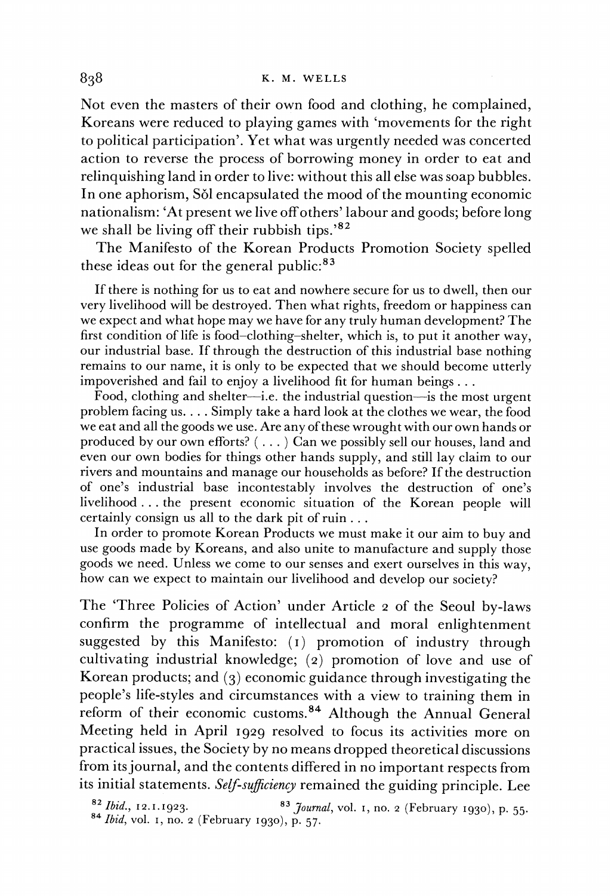Not even the masters of their own food and clothing, he complained, Koreans were reduced to playing games with 'movements for the right to political participation'. Yet what was urgently needed was concerted action to reverse the process of borrowing money in order to eat and relinquishing land in order to live: without this all else was soap bubbles. In one aphorism, Sŏl encapsulated the mood of the mounting economic nationalism: 'At present we live off others' labour and goods; before long we shall be living off their rubbish tips.'[82]

The Manifesto of the Korean Products Promotion Society spelled these ideas out for the general public:[83]

> If there is nothing for us to eat and nowhere secure for us to dwell, then our very livelihood will be destroyed. Then what rights, freedom or happiness can we expect and what hope may we have for any truly human development? The first condition of life is food–clothing–shelter, which is, to put it another way, our industrial base. If through the destruction of this industrial base nothing remains to our name, it is only to be expected that we should become utterly impoverished and fail to enjoy a livelihood fit for human beings . . .
>
> Food, clothing and shelter—i.e. the industrial question—is the most urgent problem facing us. . . . Simply take a hard look at the clothes we wear, the food we eat and all the goods we use. Are any of these wrought with our own hands or produced by our own efforts? ( . . . ) Can we possibly sell our houses, land and even our own bodies for things other hands supply, and still lay claim to our rivers and mountains and manage our households as before? If the destruction of one's industrial base incontestably involves the destruction of one's livelihood . . . the present economic situation of the Korean people will certainly consign us all to the dark pit of ruin . . .
>
> In order to promote Korean Products we must make it our aim to buy and use goods made by Koreans, and also unite to manufacture and supply those goods we need. Unless we come to our senses and exert ourselves in this way, how can we expect to maintain our livelihood and develop our society?

The 'Three Policies of Action' under Article 2 of the Seoul by-laws confirm the programme of intellectual and moral enlightenment suggested by this Manifesto: (1) promotion of industry through cultivating industrial knowledge; (2) promotion of love and use of Korean products; and (3) economic guidance through investigating the people's life-styles and circumstances with a view to training them in reform of their economic customs.[84] Although the Annual General Meeting held in April 1929 resolved to focus its activities more on practical issues, the Society by no means dropped theoretical discussions from its journal, and the contents differed in no important respects from its initial statements. *Self-sufficiency* remained the guiding principle. Lee

[82] *Ibid.*, 12.1.1923.

[83] *Journal*, vol. 1, no. 2 (February 1930), p. 55.

[84] *Ibid*, vol. 1, no. 2 (February 1930), p. 57.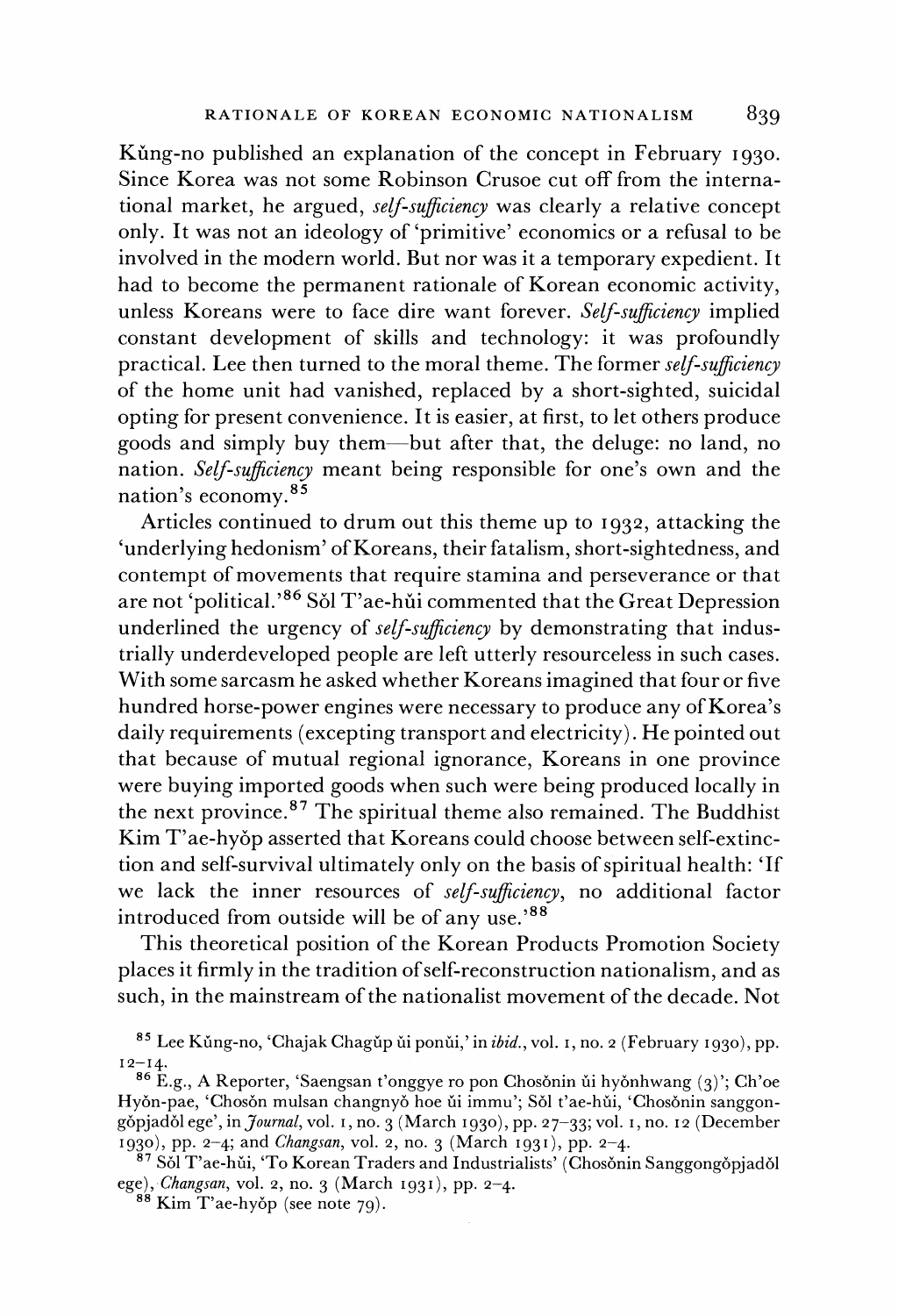Kŭng-no published an explanation of the concept in February 1930. Since Korea was not some Robinson Crusoe cut off from the international market, he argued, *self-sufficiency* was clearly a relative concept only. It was not an ideology of 'primitive' economics or a refusal to be involved in the modern world. But nor was it a temporary expedient. It had to become the permanent rationale of Korean economic activity, unless Koreans were to face dire want forever. *Self-sufficiency* implied constant development of skills and technology: it was profoundly practical. Lee then turned to the moral theme. The former *self-sufficiency* of the home unit had vanished, replaced by a short-sighted, suicidal opting for present convenience. It is easier, at first, to let others produce goods and simply buy them—but after that, the deluge: no land, no nation. *Self-sufficiency* meant being responsible for one's own and the nation's economy.[85]

Articles continued to drum out this theme up to 1932, attacking the 'underlying hedonism' of Koreans, their fatalism, short-sightedness, and contempt of movements that require stamina and perseverance or that are not 'political.'[86] Sŏl T'ae-hŭi commented that the Great Depression underlined the urgency of *self-sufficiency* by demonstrating that industrially underdeveloped people are left utterly resourceless in such cases. With some sarcasm he asked whether Koreans imagined that four or five hundred horse-power engines were necessary to produce any of Korea's daily requirements (excepting transport and electricity). He pointed out that because of mutual regional ignorance, Koreans in one province were buying imported goods when such were being produced locally in the next province.[87] The spiritual theme also remained. The Buddhist Kim T'ae-hyŏp asserted that Koreans could choose between self-extinction and self-survival ultimately only on the basis of spiritual health: 'If we lack the inner resources of *self-sufficiency*, no additional factor introduced from outside will be of any use.'[88]

This theoretical position of the Korean Products Promotion Society places it firmly in the tradition of self-reconstruction nationalism, and as such, in the mainstream of the nationalist movement of the decade. Not

---

[85] Lee Kŭng-no, 'Chajak Chagŭp ŭi ponŭi,' in *ibid.*, vol. 1, no. 2 (February 1930), pp. 12–14.

[86] E.g., A Reporter, 'Saengsan t'onggye ro pon Chosŏnin ŭi hyŏnhwang (3)'; Ch'oe Hyŏn-pae, 'Chosŏn mulsan changnyŏ hoe ŭi immu'; Sŏl t'ae-hŭi, 'Chosŏnin sanggongŏpjadŏl ege', in *Journal*, vol. 1, no. 3 (March 1930), pp. 27–33; vol. 1, no. 12 (December 1930), pp. 2–4; and *Changsan*, vol. 2, no. 3 (March 1931), pp. 2–4.

[87] Sŏl T'ae-hŭi, 'To Korean Traders and Industrialists' (Chosŏnin Sanggongŏpjadŏl ege), *Changsan*, vol. 2, no. 3 (March 1931), pp. 2–4.

[88] Kim T'ae-hyŏp (see note 79).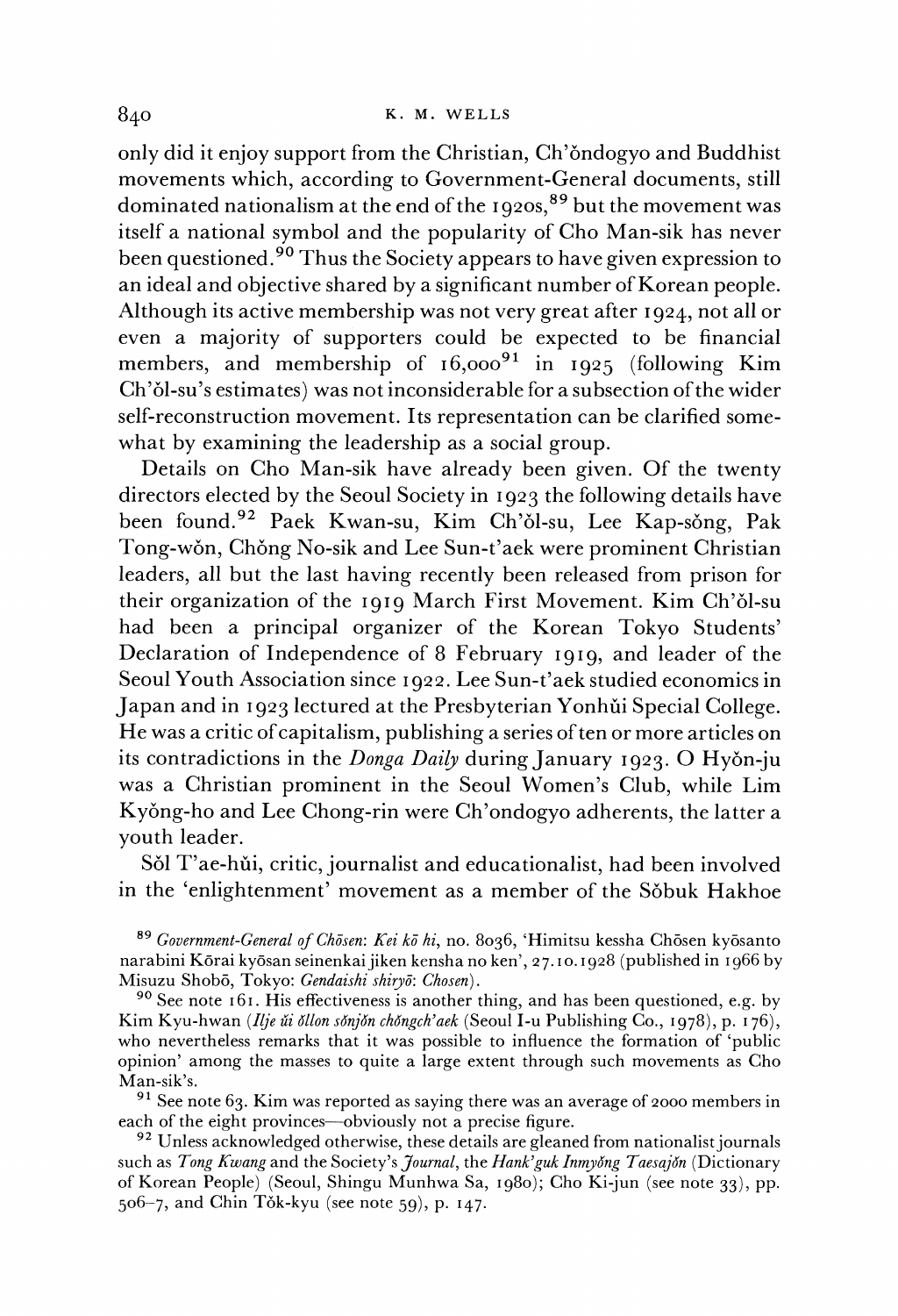only did it enjoy support from the Christian, Ch'ŏndogyo and Buddhist movements which, according to Government-General documents, still dominated nationalism at the end of the 1920s,[89] but the movement was itself a national symbol and the popularity of Cho Man-sik has never been questioned.[90] Thus the Society appears to have given expression to an ideal and objective shared by a significant number of Korean people. Although its active membership was not very great after 1924, not all or even a majority of supporters could be expected to be financial members, and membership of 16,000[91] in 1925 (following Kim Ch'ŏl-su's estimates) was not inconsiderable for a subsection of the wider self-reconstruction movement. Its representation can be clarified somewhat by examining the leadership as a social group.

Details on Cho Man-sik have already been given. Of the twenty directors elected by the Seoul Society in 1923 the following details have been found.[92] Paek Kwan-su, Kim Ch'ŏl-su, Lee Kap-sŏng, Pak Tong-wŏn, Chŏng No-sik and Lee Sun-t'aek were prominent Christian leaders, all but the last having recently been released from prison for their organization of the 1919 March First Movement. Kim Ch'ŏl-su had been a principal organizer of the Korean Tokyo Students' Declaration of Independence of 8 February 1919, and leader of the Seoul Youth Association since 1922. Lee Sun-t'aek studied economics in Japan and in 1923 lectured at the Presbyterian Yonhŭi Special College. He was a critic of capitalism, publishing a series of ten or more articles on its contradictions in the *Donga Daily* during January 1923. O Hyŏn-ju was a Christian prominent in the Seoul Women's Club, while Lim Kyŏng-ho and Lee Chong-rin were Ch'ondogyo adherents, the latter a youth leader.

Sŏl T'ae-hŭi, critic, journalist and educationalist, had been involved in the 'enlightenment' movement as a member of the Sŏbuk Hakhoe

[89] *Government-General of Chōsen*: *Kei kō hi*, no. 8036, 'Himitsu kessha Chōsen kyōsanto narabini Kōrai kyōsan seinenkai jiken kensha no ken', 27.10.1928 (published in 1966 by Misuzu Shobō, Tokyo: *Gendaishi shiryō: Chosen*).

[90] See note 161. His effectiveness is another thing, and has been questioned, e.g. by Kim Kyu-hwan (*Ilje ŭi ŏllon sŏnjŏn chŏngch'aek* (Seoul I-u Publishing Co., 1978), p. 176), who nevertheless remarks that it was possible to influence the formation of 'public opinion' among the masses to quite a large extent through such movements as Cho Man-sik's.

[91] See note 63. Kim was reported as saying there was an average of 2000 members in each of the eight provinces—obviously not a precise figure.

[92] Unless acknowledged otherwise, these details are gleaned from nationalist journals such as *Tong Kwang* and the Society's *Journal*, the *Hank'guk Inmyŏng Taesajŏn* (Dictionary of Korean People) (Seoul, Shingu Munhwa Sa, 1980); Cho Ki-jun (see note 33), pp. 506–7, and Chin Tŏk-kyu (see note 59), p. 147.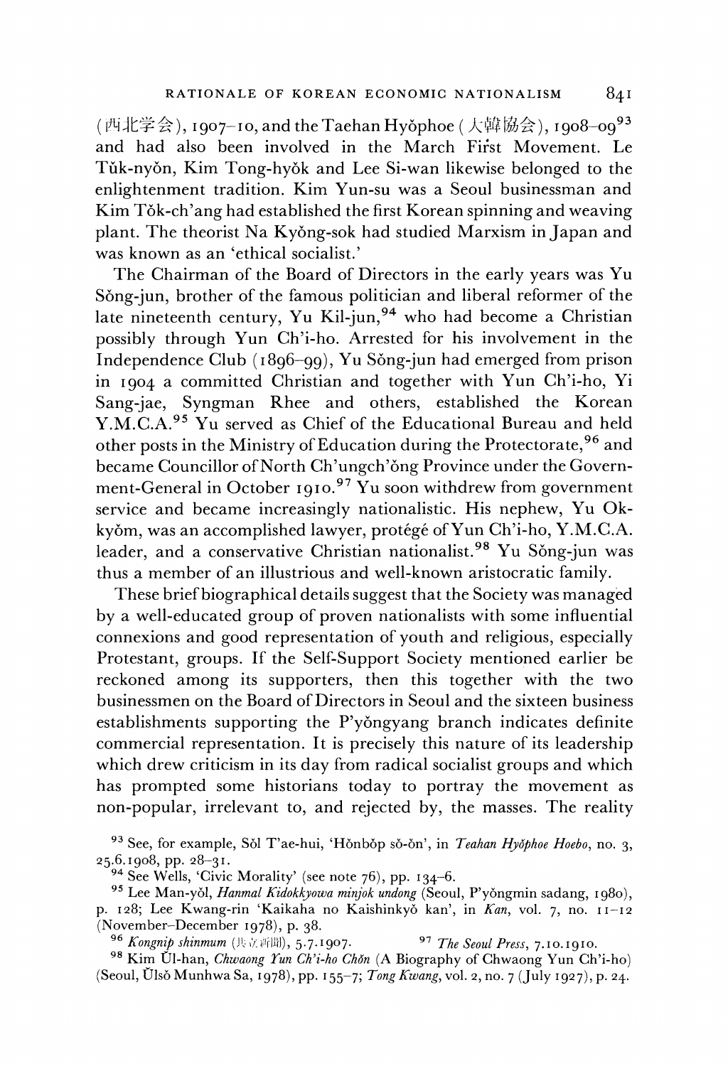(西北学会), 1907–10, and the Taehan Hyŏphoe (大韓協会), 1908–09[93] and had also been involved in the March First Movement. Le Tŭk-nyŏn, Kim Tong-hyŏk and Lee Si-wan likewise belonged to the enlightenment tradition. Kim Yun-su was a Seoul businessman and Kim Tŏk-ch'ang had established the first Korean spinning and weaving plant. The theorist Na Kyŏng-sok had studied Marxism in Japan and was known as an 'ethical socialist.'

The Chairman of the Board of Directors in the early years was Yu Sŏng-jun, brother of the famous politician and liberal reformer of the late nineteenth century, Yu Kil-jun,[94] who had become a Christian possibly through Yun Ch'i-ho. Arrested for his involvement in the Independence Club (1896–99), Yu Sŏng-jun had emerged from prison in 1904 a committed Christian and together with Yun Ch'i-ho, Yi Sang-jae, Syngman Rhee and others, established the Korean Y.M.C.A.[95] Yu served as Chief of the Educational Bureau and held other posts in the Ministry of Education during the Protectorate,[96] and became Councillor of North Ch'ungch'ŏng Province under the Government-General in October 1910.[97] Yu soon withdrew from government service and became increasingly nationalistic. His nephew, Yu Ok-kyŏm, was an accomplished lawyer, protégé of Yun Ch'i-ho, Y.M.C.A. leader, and a conservative Christian nationalist.[98] Yu Sŏng-jun was thus a member of an illustrious and well-known aristocratic family.

These brief biographical details suggest that the Society was managed by a well-educated group of proven nationalists with some influential connexions and good representation of youth and religious, especially Protestant, groups. If the Self-Support Society mentioned earlier be reckoned among its supporters, then this together with the two businessmen on the Board of Directors in Seoul and the sixteen business establishments supporting the P'yŏngyang branch indicates definite commercial representation. It is precisely this nature of its leadership which drew criticism in its day from radical socialist groups and which has prompted some historians today to portray the movement as non-popular, irrelevant to, and rejected by, the masses. The reality

[93] See, for example, Sŏl T'ae-hui, 'Hŏnbŏp sŏ-ŏn', in *Teahan Hyŏphoe Hoebo*, no. 3, 25.6.1908, pp. 28–31.

[94] See Wells, 'Civic Morality' (see note 76), pp. 134–6.

[95] Lee Man-yŏl, *Hanmal Kidokkyowa minjok undong* (Seoul, P'yŏngmin sadang, 1980), p. 128; Lee Kwang-rin 'Kaikaha no Kaishinkyō kan', in *Kan*, vol. 7, no. 11–12 (November–December 1978), p. 38.

[96] *Kongnip shinmum* (共立新聞), 5.7.1907.

[97] *The Seoul Press*, 7.10.1910.

[98] Kim Ŭl-han, *Chwaong Yun Ch'i-ho Chŏn* (A Biography of Chwaong Yun Ch'i-ho) (Seoul, Ŭlsŏ Munhwa Sa, 1978), pp. 155–7; *Tong Kwang*, vol. 2, no. 7 (July 1927), p. 24.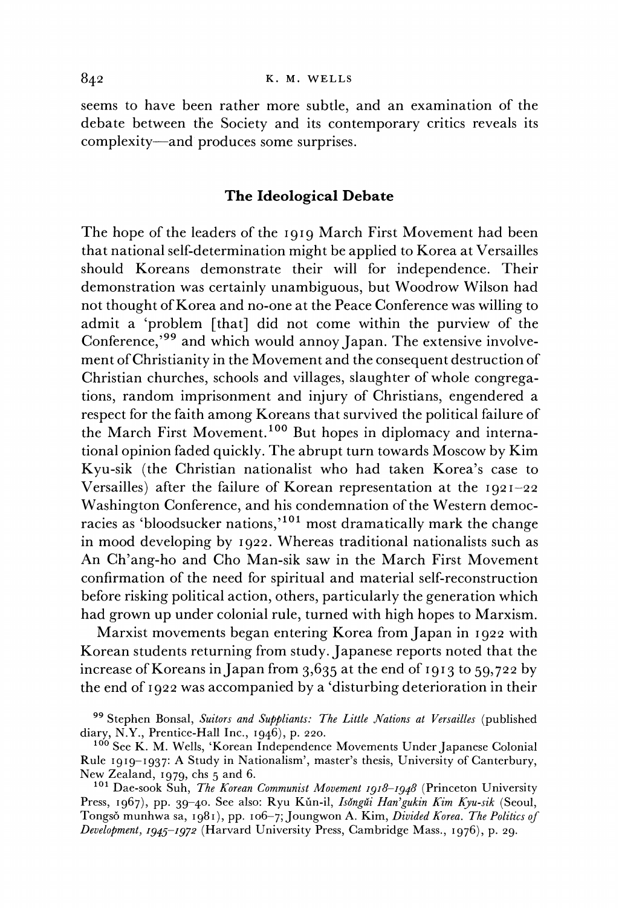seems to have been rather more subtle, and an examination of the debate between the Society and its contemporary critics reveals its complexity—and produces some surprises.

## The Ideological Debate

The hope of the leaders of the 1919 March First Movement had been that national self-determination might be applied to Korea at Versailles should Koreans demonstrate their will for independence. Their demonstration was certainly unambiguous, but Woodrow Wilson had not thought of Korea and no-one at the Peace Conference was willing to admit a 'problem [that] did not come within the purview of the Conference,'[99] and which would annoy Japan. The extensive involvement of Christianity in the Movement and the consequent destruction of Christian churches, schools and villages, slaughter of whole congregations, random imprisonment and injury of Christians, engendered a respect for the faith among Koreans that survived the political failure of the March First Movement.[100] But hopes in diplomacy and international opinion faded quickly. The abrupt turn towards Moscow by Kim Kyu-sik (the Christian nationalist who had taken Korea's case to Versailles) after the failure of Korean representation at the 1921–22 Washington Conference, and his condemnation of the Western democracies as 'bloodsucker nations,'[101] most dramatically mark the change in mood developing by 1922. Whereas traditional nationalists such as An Ch'ang-ho and Cho Man-sik saw in the March First Movement confirmation of the need for spiritual and material self-reconstruction before risking political action, others, particularly the generation which had grown up under colonial rule, turned with high hopes to Marxism.

Marxist movements began entering Korea from Japan in 1922 with Korean students returning from study. Japanese reports noted that the increase of Koreans in Japan from 3,635 at the end of 1913 to 59,722 by the end of 1922 was accompanied by a 'disturbing deterioration in their

[99] Stephen Bonsal, *Suitors and Suppliants: The Little Nations at Versailles* (published diary, N.Y., Prentice-Hall Inc., 1946), p. 220.

[100] See K. M. Wells, 'Korean Independence Movements Under Japanese Colonial Rule 1919–1937: A Study in Nationalism', master's thesis, University of Canterbury, New Zealand, 1979, chs 5 and 6.

[101] Dae-sook Suh, *The Korean Communist Movement 1918–1948* (Princeton University Press, 1967), pp. 39–40. See also: Ryu Kŭn-il, *Isŏngŭi Han'gukin Kim Kyu-sik* (Seoul, Tongsŏ munhwa sa, 1981), pp. 106–7; Joungwon A. Kim, *Divided Korea. The Politics of Development, 1945–1972* (Harvard University Press, Cambridge Mass., 1976), p. 29.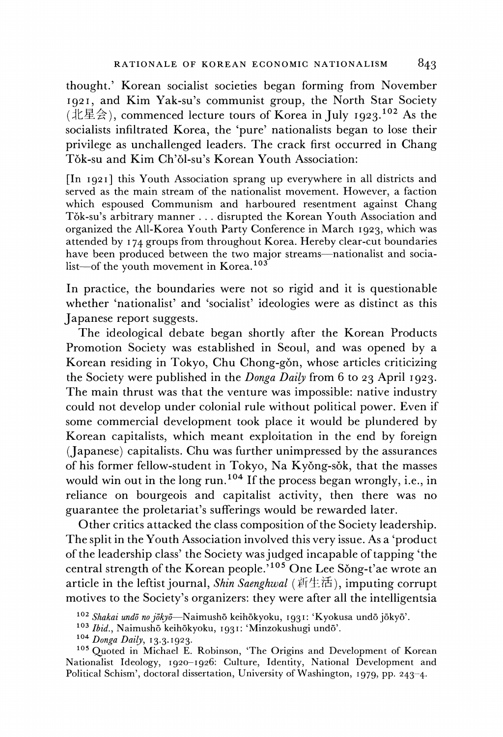thought.' Korean socialist societies began forming from November 1921, and Kim Yak-su's communist group, the North Star Society (北星会), commenced lecture tours of Korea in July 1923.[102] As the socialists infiltrated Korea, the 'pure' nationalists began to lose their privilege as unchallenged leaders. The crack first occurred in Chang Tŏk-su and Kim Ch'ŏl-su's Korean Youth Association:

> [In 1921] this Youth Association sprang up everywhere in all districts and served as the main stream of the nationalist movement. However, a faction which espoused Communism and harboured resentment against Chang Tŏk-su's arbitrary manner . . . disrupted the Korean Youth Association and organized the All-Korea Youth Party Conference in March 1923, which was attended by 174 groups from throughout Korea. Hereby clear-cut boundaries have been produced between the two major streams—nationalist and socialist—of the youth movement in Korea.[103]

In practice, the boundaries were not so rigid and it is questionable whether 'nationalist' and 'socialist' ideologies were as distinct as this Japanese report suggests.

The ideological debate began shortly after the Korean Products Promotion Society was established in Seoul, and was opened by a Korean residing in Tokyo, Chu Chong-gŏn, whose articles criticizing the Society were published in the *Donga Daily* from 6 to 23 April 1923. The main thrust was that the venture was impossible: native industry could not develop under colonial rule without political power. Even if some commercial development took place it would be plundered by Korean capitalists, which meant exploitation in the end by foreign (Japanese) capitalists. Chu was further unimpressed by the assurances of his former fellow-student in Tokyo, Na Kyŏng-sŏk, that the masses would win out in the long run.[104] If the process began wrongly, i.e., in reliance on bourgeois and capitalist activity, then there was no guarantee the proletariat's sufferings would be rewarded later.

Other critics attacked the class composition of the Society leadership. The split in the Youth Association involved this very issue. As a 'product of the leadership class' the Society was judged incapable of tapping 'the central strength of the Korean people.'[105] One Lee Sŏng-t'ae wrote an article in the leftist journal, *Shin Saenghwal* (新生活), imputing corrupt motives to the Society's organizers: they were after all the intelligentsia

[102] *Shakai undō no jōkyō*—Naimushō keihōkyoku, 1931: 'Kyokusa undō jōkyō'.

[103] *Ibid.*, Naimushō keihōkyoku, 1931: 'Minzokushugi undō'.

[104] *Donga Daily*, 13.3.1923.

[105] Quoted in Michael E. Robinson, 'The Origins and Development of Korean Nationalist Ideology, 1920–1926: Culture, Identity, National Development and Political Schism', doctoral dissertation, University of Washington, 1979, pp. 243–4.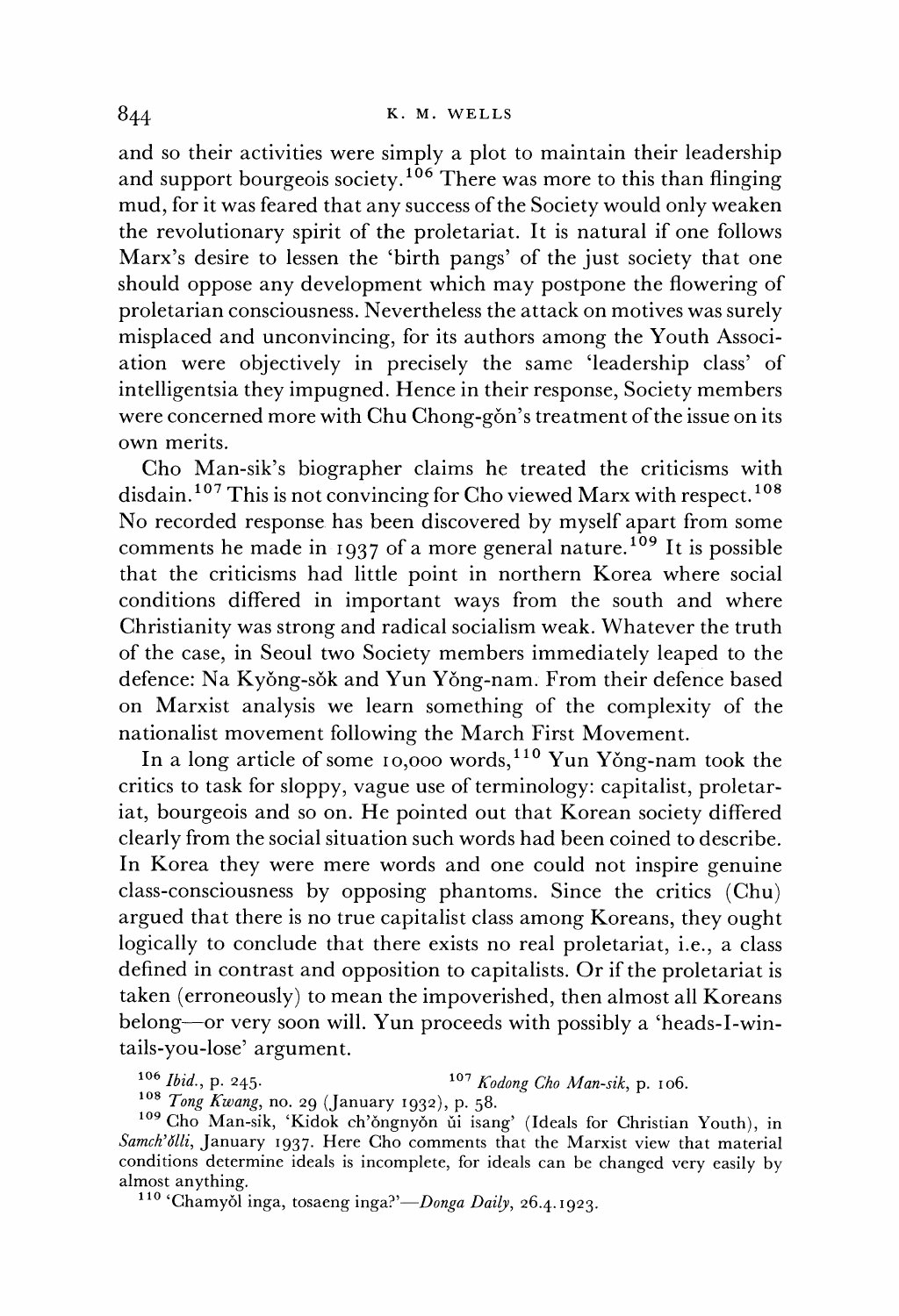and so their activities were simply a plot to maintain their leadership and support bourgeois society.[106] There was more to this than flinging mud, for it was feared that any success of the Society would only weaken the revolutionary spirit of the proletariat. It is natural if one follows Marx's desire to lessen the 'birth pangs' of the just society that one should oppose any development which may postpone the flowering of proletarian consciousness. Nevertheless the attack on motives was surely misplaced and unconvincing, for its authors among the Youth Association were objectively in precisely the same 'leadership class' of intelligentsia they impugned. Hence in their response, Society members were concerned more with Chu Chong-gŏn's treatment of the issue on its own merits.

Cho Man-sik's biographer claims he treated the criticisms with disdain.[107] This is not convincing for Cho viewed Marx with respect.[108] No recorded response has been discovered by myself apart from some comments he made in 1937 of a more general nature.[109] It is possible that the criticisms had little point in northern Korea where social conditions differed in important ways from the south and where Christianity was strong and radical socialism weak. Whatever the truth of the case, in Seoul two Society members immediately leaped to the defence: Na Kyŏng-sŏk and Yun Yŏng-nam. From their defence based on Marxist analysis we learn something of the complexity of the nationalist movement following the March First Movement.

In a long article of some 10,000 words,[110] Yun Yŏng-nam took the critics to task for sloppy, vague use of terminology: capitalist, proletariat, bourgeois and so on. He pointed out that Korean society differed clearly from the social situation such words had been coined to describe. In Korea they were mere words and one could not inspire genuine class-consciousness by opposing phantoms. Since the critics (Chu) argued that there is no true capitalist class among Koreans, they ought logically to conclude that there exists no real proletariat, i.e., a class defined in contrast and opposition to capitalists. Or if the proletariat is taken (erroneously) to mean the impoverished, then almost all Koreans belong—or very soon will. Yun proceeds with possibly a 'heads-I-win-tails-you-lose' argument.

[106] *Ibid.*, p. 245. [107] *Kodong Cho Man-sik*, p. 106.

[108] *Tong Kwang*, no. 29 (January 1932), p. 58.

[109] Cho Man-sik, 'Kidok ch'ŏngnyŏn ŭi isang' (Ideals for Christian Youth), in *Samch'ŏlli*, January 1937. Here Cho comments that the Marxist view that material conditions determine ideals is incomplete, for ideals can be changed very easily by almost anything.

[110] 'Chamyŏl inga, tosaeng inga?'—*Donga Daily*, 26.4.1923.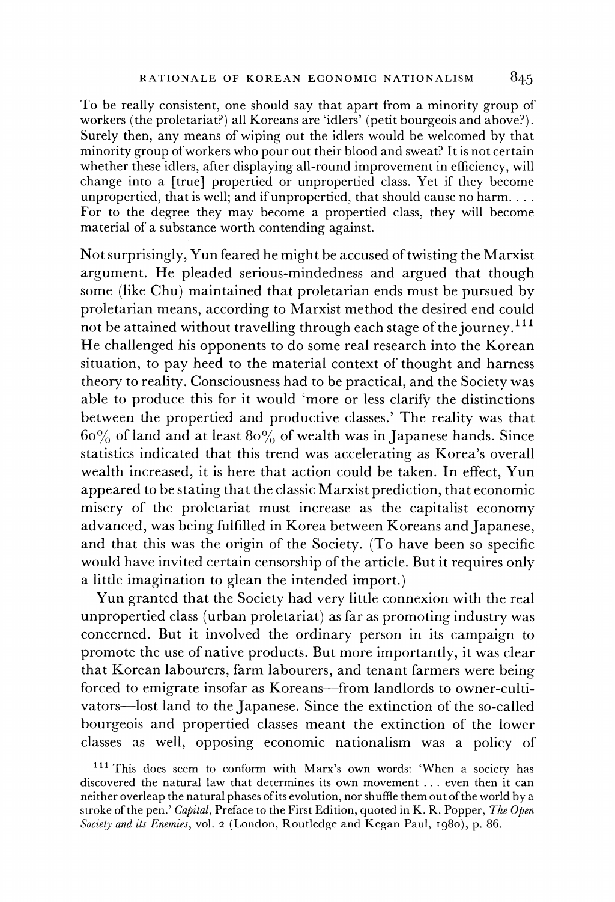To be really consistent, one should say that apart from a minority group of workers (the proletariat?) all Koreans are 'idlers' (petit bourgeois and above?). Surely then, any means of wiping out the idlers would be welcomed by that minority group of workers who pour out their blood and sweat? It is not certain whether these idlers, after displaying all-round improvement in efficiency, will change into a [true] propertied or unpropertied class. Yet if they become unpropertied, that is well; and if unpropertied, that should cause no harm. . . . For to the degree they may become a propertied class, they will become material of a substance worth contending against.

Not surprisingly, Yun feared he might be accused of twisting the Marxist argument. He pleaded serious-mindedness and argued that though some (like Chu) maintained that proletarian ends must be pursued by proletarian means, according to Marxist method the desired end could not be attained without travelling through each stage of the journey.[111] He challenged his opponents to do some real research into the Korean situation, to pay heed to the material context of thought and harness theory to reality. Consciousness had to be practical, and the Society was able to produce this for it would 'more or less clarify the distinctions between the propertied and productive classes.' The reality was that 60% of land and at least 80% of wealth was in Japanese hands. Since statistics indicated that this trend was accelerating as Korea's overall wealth increased, it is here that action could be taken. In effect, Yun appeared to be stating that the classic Marxist prediction, that economic misery of the proletariat must increase as the capitalist economy advanced, was being fulfilled in Korea between Koreans and Japanese, and that this was the origin of the Society. (To have been so specific would have invited certain censorship of the article. But it requires only a little imagination to glean the intended import.)

Yun granted that the Society had very little connexion with the real unpropertied class (urban proletariat) as far as promoting industry was concerned. But it involved the ordinary person in its campaign to promote the use of native products. But more importantly, it was clear that Korean labourers, farm labourers, and tenant farmers were being forced to emigrate insofar as Koreans—from landlords to owner-cultivators—lost land to the Japanese. Since the extinction of the so-called bourgeois and propertied classes meant the extinction of the lower classes as well, opposing economic nationalism was a policy of

[111] This does seem to conform with Marx's own words: 'When a society has discovered the natural law that determines its own movement . . . even then it can neither overleap the natural phases of its evolution, nor shuffle them out of the world by a stroke of the pen.' *Capital*, Preface to the First Edition, quoted in K. R. Popper, *The Open Society and its Enemies*, vol. 2 (London, Routledge and Kegan Paul, 1980), p. 86.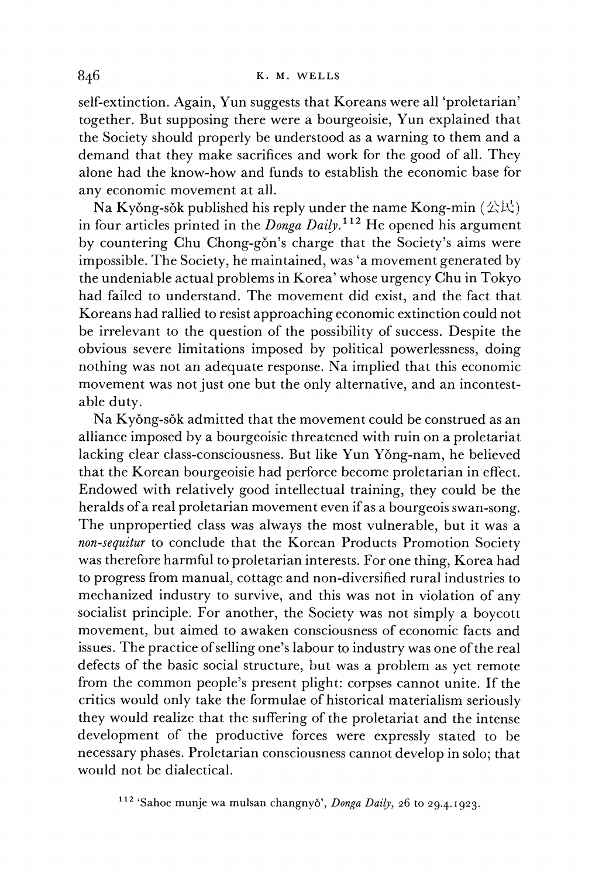self-extinction. Again, Yun suggests that Koreans were all 'proletarian' together. But supposing there were a bourgeoisie, Yun explained that the Society should properly be understood as a warning to them and a demand that they make sacrifices and work for the good of all. They alone had the know-how and funds to establish the economic base for any economic movement at all.

Na Kyŏng-sŏk published his reply under the name Kong-min (公民) in four articles printed in the *Donga Daily*.[112] He opened his argument by countering Chu Chong-gŏn's charge that the Society's aims were impossible. The Society, he maintained, was 'a movement generated by the undeniable actual problems in Korea' whose urgency Chu in Tokyo had failed to understand. The movement did exist, and the fact that Koreans had rallied to resist approaching economic extinction could not be irrelevant to the question of the possibility of success. Despite the obvious severe limitations imposed by political powerlessness, doing nothing was not an adequate response. Na implied that this economic movement was not just one but the only alternative, and an incontestable duty.

Na Kyŏng-sŏk admitted that the movement could be construed as an alliance imposed by a bourgeoisie threatened with ruin on a proletariat lacking clear class-consciousness. But like Yun Yŏng-nam, he believed that the Korean bourgeoisie had perforce become proletarian in effect. Endowed with relatively good intellectual training, they could be the heralds of a real proletarian movement even if as a bourgeois swan-song. The unpropertied class was always the most vulnerable, but it was a *non-sequitur* to conclude that the Korean Products Promotion Society was therefore harmful to proletarian interests. For one thing, Korea had to progress from manual, cottage and non-diversified rural industries to mechanized industry to survive, and this was not in violation of any socialist principle. For another, the Society was not simply a boycott movement, but aimed to awaken consciousness of economic facts and issues. The practice of selling one's labour to industry was one of the real defects of the basic social structure, but was a problem as yet remote from the common people's present plight: corpses cannot unite. If the critics would only take the formulae of historical materialism seriously they would realize that the suffering of the proletariat and the intense development of the productive forces were expressly stated to be necessary phases. Proletarian consciousness cannot develop in solo; that would not be dialectical.

[112] 'Sahoe munje wa mulsan changnyŏ', *Donga Daily*, 26 to 29.4.1923.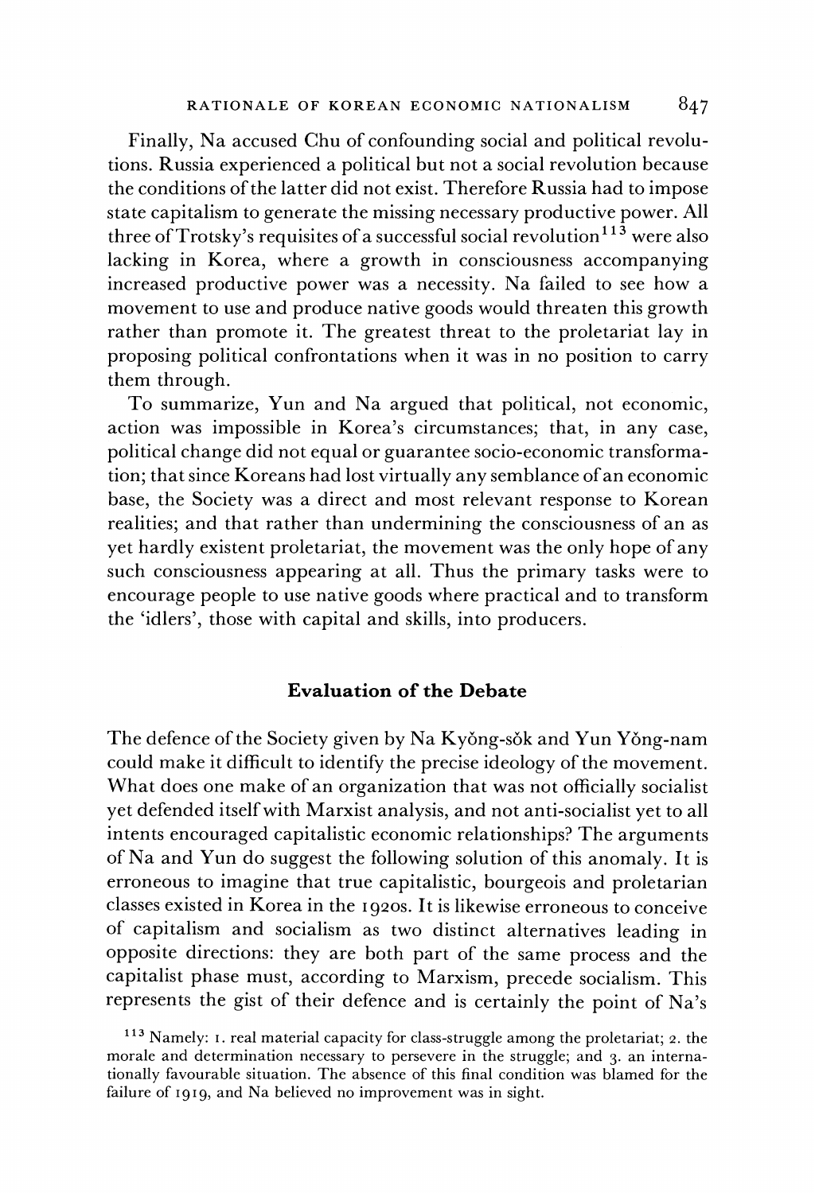Finally, Na accused Chu of confounding social and political revolutions. Russia experienced a political but not a social revolution because the conditions of the latter did not exist. Therefore Russia had to impose state capitalism to generate the missing necessary productive power. All three of Trotsky's requisites of a successful social revolution[113] were also lacking in Korea, where a growth in consciousness accompanying increased productive power was a necessity. Na failed to see how a movement to use and produce native goods would threaten this growth rather than promote it. The greatest threat to the proletariat lay in proposing political confrontations when it was in no position to carry them through.

To summarize, Yun and Na argued that political, not economic, action was impossible in Korea's circumstances; that, in any case, political change did not equal or guarantee socio-economic transformation; that since Koreans had lost virtually any semblance of an economic base, the Society was a direct and most relevant response to Korean realities; and that rather than undermining the consciousness of an as yet hardly existent proletariat, the movement was the only hope of any such consciousness appearing at all. Thus the primary tasks were to encourage people to use native goods where practical and to transform the 'idlers', those with capital and skills, into producers.

## Evaluation of the Debate

The defence of the Society given by Na Kyŏng-sŏk and Yun Yŏng-nam could make it difficult to identify the precise ideology of the movement. What does one make of an organization that was not officially socialist yet defended itself with Marxist analysis, and not anti-socialist yet to all intents encouraged capitalistic economic relationships? The arguments of Na and Yun do suggest the following solution of this anomaly. It is erroneous to imagine that true capitalistic, bourgeois and proletarian classes existed in Korea in the 1920s. It is likewise erroneous to conceive of capitalism and socialism as two distinct alternatives leading in opposite directions: they are both part of the same process and the capitalist phase must, according to Marxism, precede socialism. This represents the gist of their defence and is certainly the point of Na's

[113] Namely: 1. real material capacity for class-struggle among the proletariat; 2. the morale and determination necessary to persevere in the struggle; and 3. an internationally favourable situation. The absence of this final condition was blamed for the failure of 1919, and Na believed no improvement was in sight.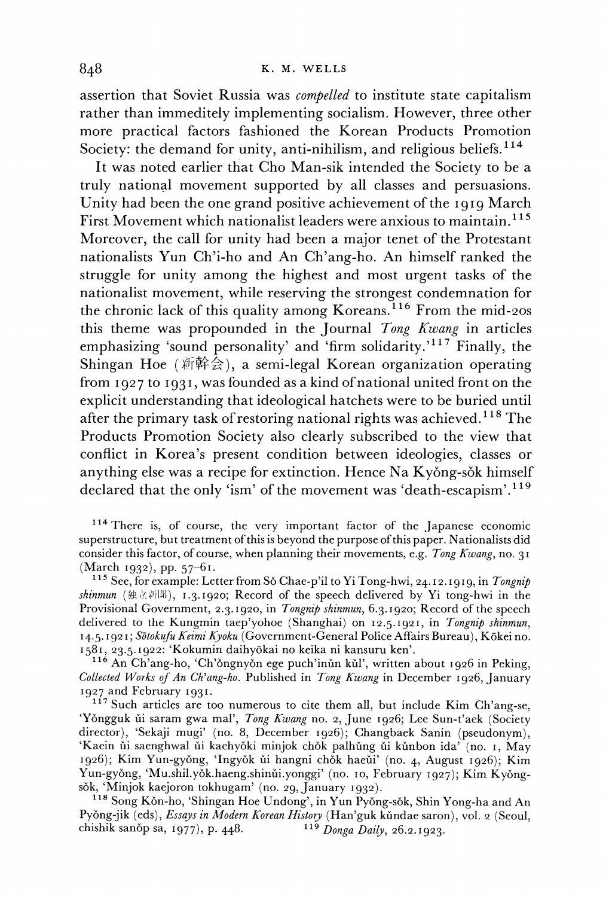assertion that Soviet Russia was *compelled* to institute state capitalism rather than immeditely implementing socialism. However, three other more practical factors fashioned the Korean Products Promotion Society: the demand for unity, anti-nihilism, and religious beliefs.[114]

It was noted earlier that Cho Man-sik intended the Society to be a truly national movement supported by all classes and persuasions. Unity had been the one grand positive achievement of the 1919 March First Movement which nationalist leaders were anxious to maintain.[115] Moreover, the call for unity had been a major tenet of the Protestant nationalists Yun Ch'i-ho and An Ch'ang-ho. An himself ranked the struggle for unity among the highest and most urgent tasks of the nationalist movement, while reserving the strongest condemnation for the chronic lack of this quality among Koreans.[116] From the mid-20s this theme was propounded in the Journal *Tong Kwang* in articles emphasizing 'sound personality' and 'firm solidarity.'[117] Finally, the Shingan Hoe (新幹会), a semi-legal Korean organization operating from 1927 to 1931, was founded as a kind of national united front on the explicit understanding that ideological hatchets were to be buried until after the primary task of restoring national rights was achieved.[118] The Products Promotion Society also clearly subscribed to the view that conflict in Korea's present condition between ideologies, classes or anything else was a recipe for extinction. Hence Na Kyŏng-sŏk himself declared that the only 'ism' of the movement was 'death-escapism'.[119]

[114] There is, of course, the very important factor of the Japanese economic superstructure, but treatment of this is beyond the purpose of this paper. Nationalists did consider this factor, of course, when planning their movements, e.g. *Tong Kwang*, no. 31 (March 1932), pp. 57–61.

[115] See, for example: Letter from Sŏ Chae-p'il to Yi Tong-hwi, 24.12.1919, in *Tongnip shinmun* (独立新聞), 1.3.1920; Record of the speech delivered by Yi tong-hwi in the Provisional Government, 2.3.1920, in *Tongnip shinmun*, 6.3.1920; Record of the speech delivered to the Kungmin taep'yohoe (Shanghai) on 12.5.1921, in *Tongnip shinmun*, 14.5.1921; *Sōtokufu Keimi Kyoku* (Government-General Police Affairs Bureau), Kōkei no. 1581, 23.5.1922: 'Kokumin daihyōkai no keika ni kansuru ken'.

[116] An Ch'ang-ho, 'Ch'ŏngnyŏn ege puch'inŭn kŭl', written about 1926 in Peking, *Collected Works of An Ch'ang-ho*. Published in *Tong Kwang* in December 1926, January 1927 and February 1931.

[117] Such articles are too numerous to cite them all, but include Kim Ch'ang-se, 'Yŏngguk ŭi saram gwa mal', *Tong Kwang* no. 2, June 1926; Lee Sun-t'aek (Society director), 'Sekaji mugi' (no. 8, December 1926); Changbaek Sanin (pseudonym), 'Kaein ŭi saenghwal ŭi kaehyŏki minjok chŏk palhŭng ŭi kŭnbon ida' (no. 1, May 1926); Kim Yun-gyŏng, 'Ingyŏk ŭi hangni chŏk haeŭi' (no. 4, August 1926); Kim Yun-gyŏng, 'Mu.shil.yŏk.haeng.shinŭi.yonggi' (no. 10, February 1927); Kim Kyŏng-sŏk, 'Minjok kaejoron tokhugam' (no. 29, January 1932).

[118] Song Kŏn-ho, 'Shingan Hoe Undong', in Yun Pyŏng-sŏk, Shin Yong-ha and An Pyŏng-jik (eds), *Essays in Modern Korean History* (Han'guk kŭndae saron), vol. 2 (Seoul, chishik sanŏp sa, 1977), p. 448.

[119] *Donga Daily*, 26.2.1923.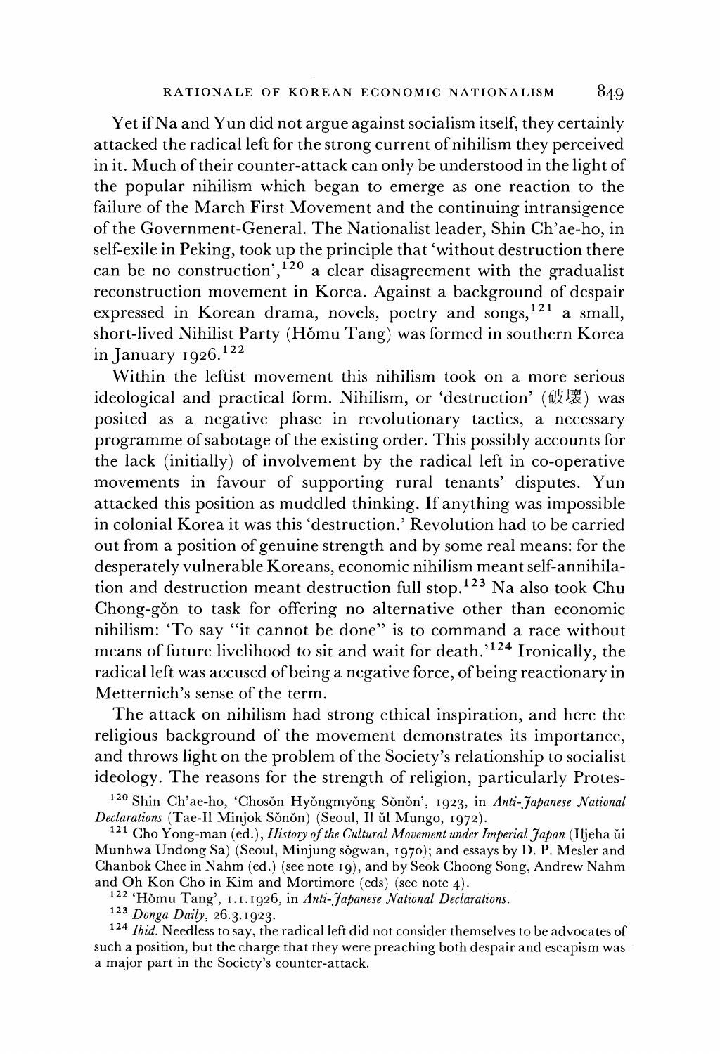Yet if Na and Yun did not argue against socialism itself, they certainly attacked the radical left for the strong current of nihilism they perceived in it. Much of their counter-attack can only be understood in the light of the popular nihilism which began to emerge as one reaction to the failure of the March First Movement and the continuing intransigence of the Government-General. The Nationalist leader, Shin Ch'ae-ho, in self-exile in Peking, took up the principle that 'without destruction there can be no construction',[120] a clear disagreement with the gradualist reconstruction movement in Korea. Against a background of despair expressed in Korean drama, novels, poetry and songs,[121] a small, short-lived Nihilist Party (Hŏmu Tang) was formed in southern Korea in January 1926.[122]

Within the leftist movement this nihilism took on a more serious ideological and practical form. Nihilism, or 'destruction' (破壞) was posited as a negative phase in revolutionary tactics, a necessary programme of sabotage of the existing order. This possibly accounts for the lack (initially) of involvement by the radical left in co-operative movements in favour of supporting rural tenants' disputes. Yun attacked this position as muddled thinking. If anything was impossible in colonial Korea it was this 'destruction.' Revolution had to be carried out from a position of genuine strength and by some real means: for the desperately vulnerable Koreans, economic nihilism meant self-annihilation and destruction meant destruction full stop.[123] Na also took Chu Chong-gŏn to task for offering no alternative other than economic nihilism: 'To say "it cannot be done" is to command a race without means of future livelihood to sit and wait for death.'[124] Ironically, the radical left was accused of being a negative force, of being reactionary in Metternich's sense of the term.

The attack on nihilism had strong ethical inspiration, and here the religious background of the movement demonstrates its importance, and throws light on the problem of the Society's relationship to socialist ideology. The reasons for the strength of religion, particularly Protes-

[120] Shin Ch'ae-ho, 'Chosŏn Hyŏngmyŏng Sŏnŏn', 1923, in *Anti-Japanese National Declarations* (Tae-Il Minjok Sŏnŏn) (Seoul, Il ŭl Mungo, 1972).

[121] Cho Yong-man (ed.), *History of the Cultural Movement under Imperial Japan* (Iljeha ŭi Munhwa Undong Sa) (Seoul, Minjung sŏgwan, 1970); and essays by D. P. Mesler and Chanbok Chee in Nahm (ed.) (see note 19), and by Seok Choong Song, Andrew Nahm and Oh Kon Cho in Kim and Mortimore (eds) (see note 4).

[122] 'Hŏmu Tang', 1.1.1926, in *Anti-Japanese National Declarations*.

[123] *Donga Daily*, 26.3.1923.

[124] *Ibid.* Needless to say, the radical left did not consider themselves to be advocates of such a position, but the charge that they were preaching both despair and escapism was a major part in the Society's counter-attack.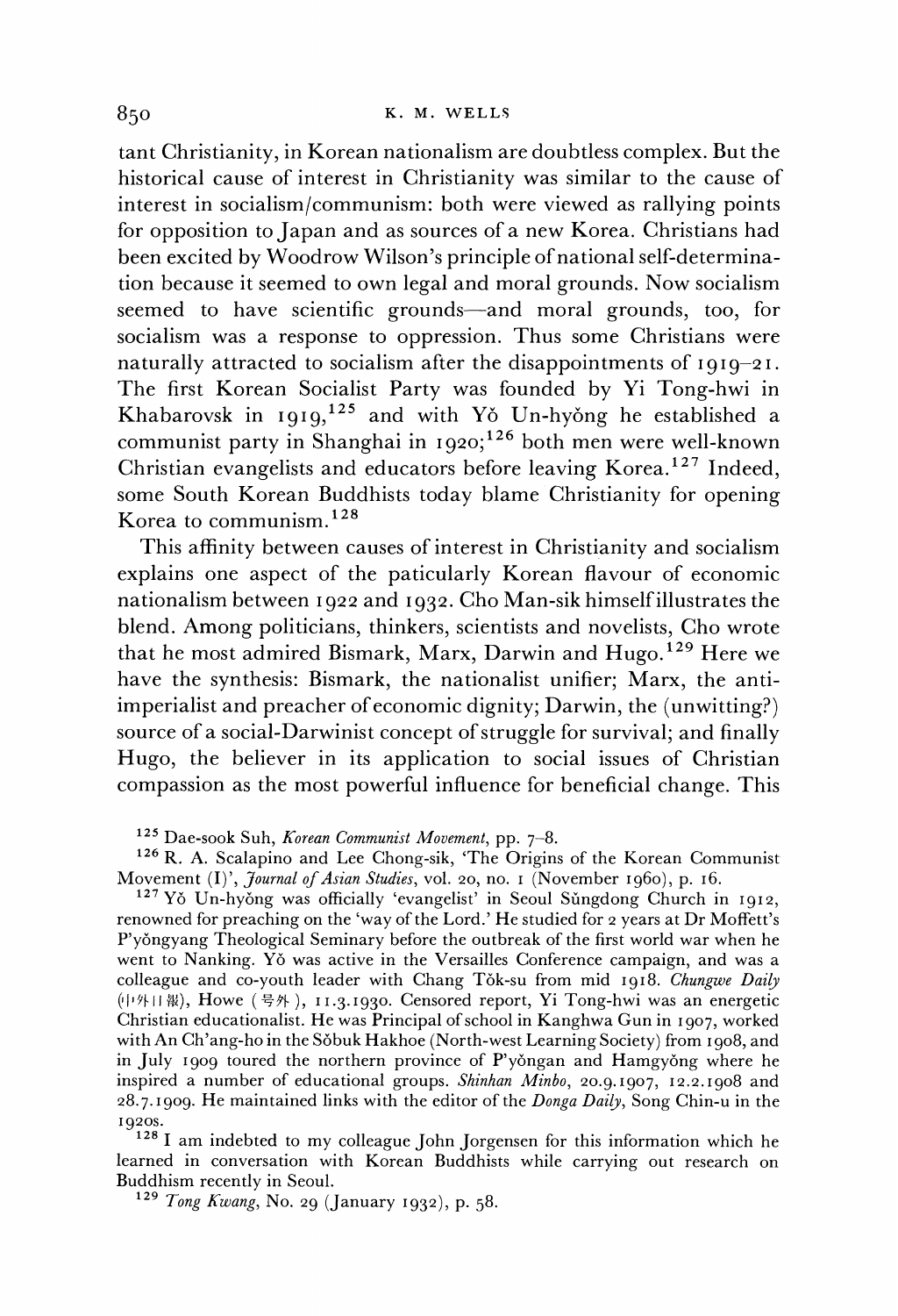tant Christianity, in Korean nationalism are doubtless complex. But the historical cause of interest in Christianity was similar to the cause of interest in socialism/communism: both were viewed as rallying points for opposition to Japan and as sources of a new Korea. Christians had been excited by Woodrow Wilson's principle of national self-determination because it seemed to own legal and moral grounds. Now socialism seemed to have scientific grounds—and moral grounds, too, for socialism was a response to oppression. Thus some Christians were naturally attracted to socialism after the disappointments of 1919–21. The first Korean Socialist Party was founded by Yi Tong-hwi in Khabarovsk in 1919,[125] and with Yŏ Un-hyŏng he established a communist party in Shanghai in 1920;[126] both men were well-known Christian evangelists and educators before leaving Korea.[127] Indeed, some South Korean Buddhists today blame Christianity for opening Korea to communism.[128]

This affinity between causes of interest in Christianity and socialism explains one aspect of the paticularly Korean flavour of economic nationalism between 1922 and 1932. Cho Man-sik himself illustrates the blend. Among politicians, thinkers, scientists and novelists, Cho wrote that he most admired Bismark, Marx, Darwin and Hugo.[129] Here we have the synthesis: Bismark, the nationalist unifier; Marx, the anti-imperialist and preacher of economic dignity; Darwin, the (unwitting?) source of a social-Darwinist concept of struggle for survival; and finally Hugo, the believer in its application to social issues of Christian compassion as the most powerful influence for beneficial change. This

[125] Dae-sook Suh, *Korean Communist Movement*, pp. 7–8.

[126] R. A. Scalapino and Lee Chong-sik, 'The Origins of the Korean Communist Movement (I)', *Journal of Asian Studies*, vol. 20, no. 1 (November 1960), p. 16.

[127] Yŏ Un-hyŏng was officially 'evangelist' in Seoul Sŭngdong Church in 1912, renowned for preaching on the 'way of the Lord.' He studied for 2 years at Dr Moffett's P'yŏngyang Theological Seminary before the outbreak of the first world war when he went to Nanking. Yŏ was active in the Versailles Conference campaign, and was a colleague and co-youth leader with Chang Tŏk-su from mid 1918. *Chungwe Daily* (中外日報), Howe (号外), 11.3.1930. Censored report, Yi Tong-hwi was an energetic Christian educationalist. He was Principal of school in Kanghwa Gun in 1907, worked with An Ch'ang-ho in the Sŏbuk Hakhoe (North-west Learning Society) from 1908, and in July 1909 toured the northern province of P'yŏngan and Hamgyŏng where he inspired a number of educational groups. *Shinhan Minbo*, 20.9.1907, 12.2.1908 and 28.7.1909. He maintained links with the editor of the *Donga Daily*, Song Chin-u in the 1920s.

[128] I am indebted to my colleague John Jorgensen for this information which he learned in conversation with Korean Buddhists while carrying out research on Buddhism recently in Seoul.

[129] *Tong Kwang*, No. 29 (January 1932), p. 58.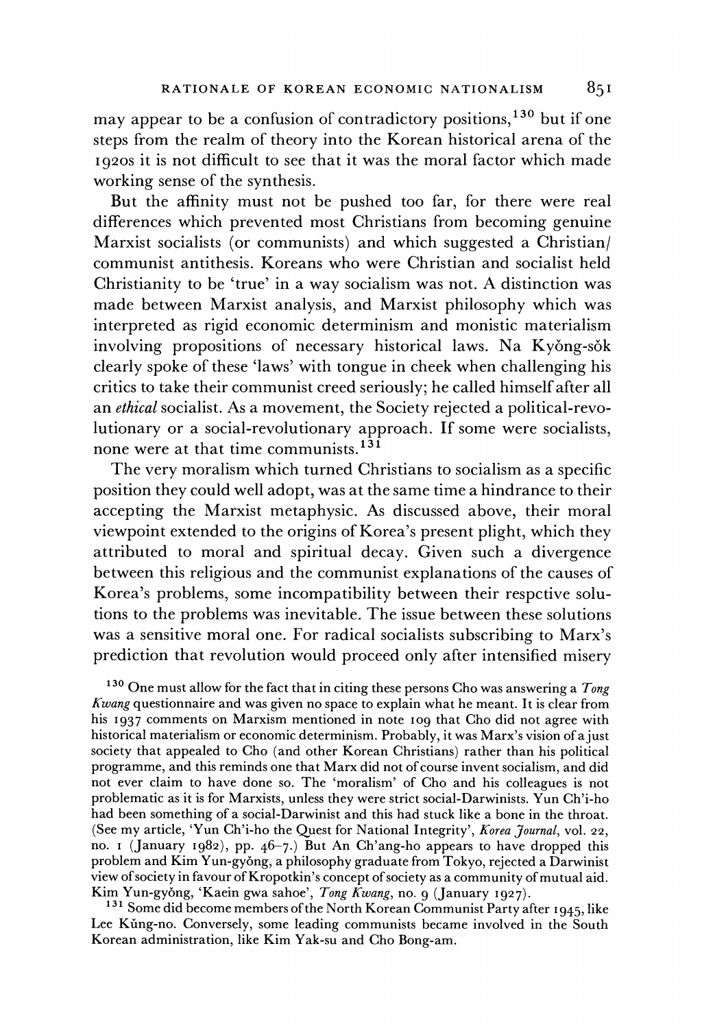may appear to be a confusion of contradictory positions,[130] but if one steps from the realm of theory into the Korean historical arena of the 1920s it is not difficult to see that it was the moral factor which made working sense of the synthesis.

But the affinity must not be pushed too far, for there were real differences which prevented most Christians from becoming genuine Marxist socialists (or communists) and which suggested a Christian/communist antithesis. Koreans who were Christian and socialist held Christianity to be 'true' in a way socialism was not. A distinction was made between Marxist analysis, and Marxist philosophy which was interpreted as rigid economic determinism and monistic materialism involving propositions of necessary historical laws. Na Kyŏng-sŏk clearly spoke of these 'laws' with tongue in cheek when challenging his critics to take their communist creed seriously; he called himself after all an *ethical* socialist. As a movement, the Society rejected a political-revolutionary or a social-revolutionary approach. If some were socialists, none were at that time communists.[131]

The very moralism which turned Christians to socialism as a specific position they could well adopt, was at the same time a hindrance to their accepting the Marxist metaphysic. As discussed above, their moral viewpoint extended to the origins of Korea's present plight, which they attributed to moral and spiritual decay. Given such a divergence between this religious and the communist explanations of the causes of Korea's problems, some incompatibility between their respctive solutions to the problems was inevitable. The issue between these solutions was a sensitive moral one. For radical socialists subscribing to Marx's prediction that revolution would proceed only after intensified misery

[130] One must allow for the fact that in citing these persons Cho was answering a *Tong Kwang* questionnaire and was given no space to explain what he meant. It is clear from his 1937 comments on Marxism mentioned in note 109 that Cho did not agree with historical materialism or economic determinism. Probably, it was Marx's vision of a just society that appealed to Cho (and other Korean Christians) rather than his political programme, and this reminds one that Marx did not of course invent socialism, and did not ever claim to have done so. The 'moralism' of Cho and his colleagues is not problematic as it is for Marxists, unless they were strict social-Darwinists. Yun Ch'i-ho had been something of a social-Darwinist and this had stuck like a bone in the throat. (See my article, 'Yun Ch'i-ho the Quest for National Integrity', *Korea Journal*, vol. 22, no. 1 (January 1982), pp. 46–7.) But An Ch'ang-ho appears to have dropped this problem and Kim Yun-gyŏng, a philosophy graduate from Tokyo, rejected a Darwinist view of society in favour of Kropotkin's concept of society as a community of mutual aid. Kim Yun-gyŏng, 'Kaein gwa sahoe', *Tong Kwang*, no. 9 (January 1927).

[131] Some did become members of the North Korean Communist Party after 1945, like Lee Kŭng-no. Conversely, some leading communists became involved in the South Korean administration, like Kim Yak-su and Cho Bong-am.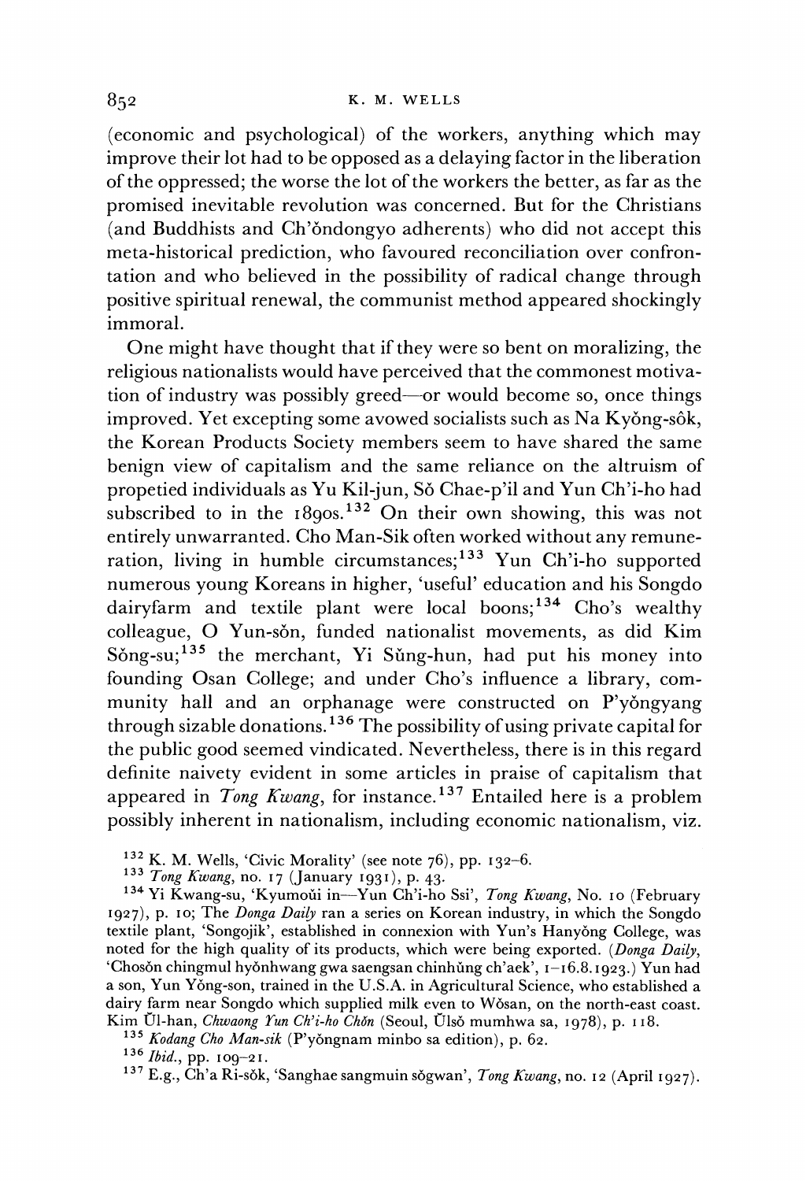(economic and psychological) of the workers, anything which may improve their lot had to be opposed as a delaying factor in the liberation of the oppressed; the worse the lot of the workers the better, as far as the promised inevitable revolution was concerned. But for the Christians (and Buddhists and Ch'ŏndongyo adherents) who did not accept this meta-historical prediction, who favoured reconciliation over confrontation and who believed in the possibility of radical change through positive spiritual renewal, the communist method appeared shockingly immoral.

One might have thought that if they were so bent on moralizing, the religious nationalists would have perceived that the commonest motivation of industry was possibly greed—or would become so, once things improved. Yet excepting some avowed socialists such as Na Kyŏng-sôk, the Korean Products Society members seem to have shared the same benign view of capitalism and the same reliance on the altruism of propetied individuals as Yu Kil-jun, Sŏ Chae-p'il and Yun Ch'i-ho had subscribed to in the 1890s.[132] On their own showing, this was not entirely unwarranted. Cho Man-Sik often worked without any remuneration, living in humble circumstances;[133] Yun Ch'i-ho supported numerous young Koreans in higher, 'useful' education and his Songdo dairyfarm and textile plant were local boons;[134] Cho's wealthy colleague, O Yun-sŏn, funded nationalist movements, as did Kim Sŏng-su;[135] the merchant, Yi Sŭng-hun, had put his money into founding Osan College; and under Cho's influence a library, community hall and an orphanage were constructed on P'yŏngyang through sizable donations.[136] The possibility of using private capital for the public good seemed vindicated. Nevertheless, there is in this regard definite naivety evident in some articles in praise of capitalism that appeared in *Tong Kwang*, for instance.[137] Entailed here is a problem possibly inherent in nationalism, including economic nationalism, viz.

[132] K. M. Wells, 'Civic Morality' (see note 76), pp. 132–6.

[133] *Tong Kwang*, no. 17 (January 1931), p. 43.

[134] Yi Kwang-su, 'Kyumoŭi in—Yun Ch'i-ho Ssi', *Tong Kwang*, No. 10 (February 1927), p. 10; The *Donga Daily* ran a series on Korean industry, in which the Songdo textile plant, 'Songojik', established in connexion with Yun's Hanyŏng College, was noted for the high quality of its products, which were being exported. (*Donga Daily*, 'Chosŏn chingmul hyŏnhwang gwa saengsan chinhŭng ch'aek', 1–16.8.1923.) Yun had a son, Yun Yŏng-son, trained in the U.S.A. in Agricultural Science, who established a dairy farm near Songdo which supplied milk even to Wŏsan, on the north-east coast. Kim Ŭl-han, *Chwaong Yun Ch'i-ho Chŏn* (Seoul, Ŭlsŏ mumhwa sa, 1978), p. 118.

[135] *Kodang Cho Man-sik* (P'yŏngnam minbo sa edition), p. 62.

[136] *Ibid.*, pp. 109–21.

[137] E.g., Ch'a Ri-sŏk, 'Sanghae sangmuin sŏgwan', *Tong Kwang*, no. 12 (April 1927).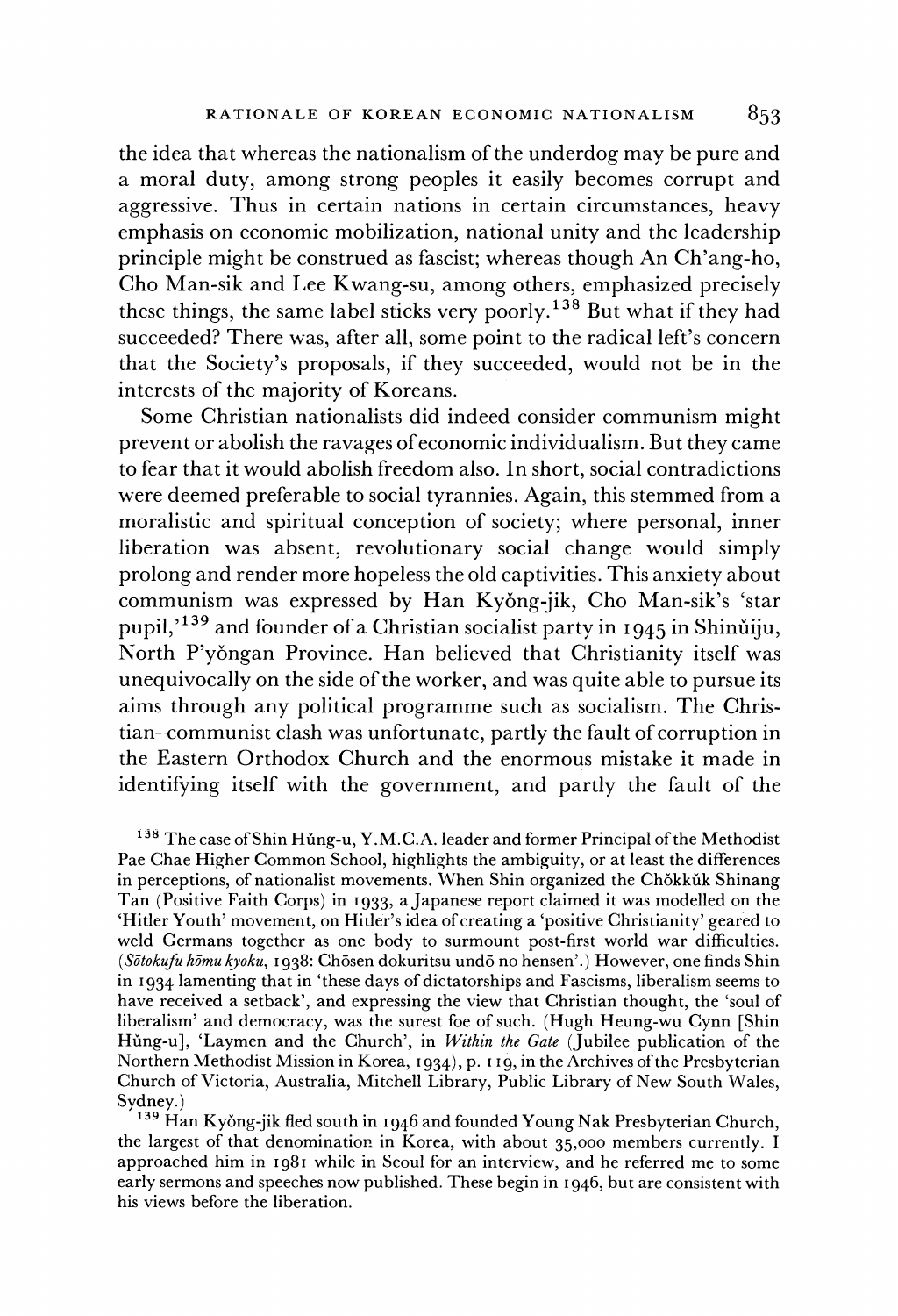the idea that whereas the nationalism of the underdog may be pure and a moral duty, among strong peoples it easily becomes corrupt and aggressive. Thus in certain nations in certain circumstances, heavy emphasis on economic mobilization, national unity and the leadership principle might be construed as fascist; whereas though An Ch'ang-ho, Cho Man-sik and Lee Kwang-su, among others, emphasized precisely these things, the same label sticks very poorly.[138] But what if they had succeeded? There was, after all, some point to the radical left's concern that the Society's proposals, if they succeeded, would not be in the interests of the majority of Koreans.

Some Christian nationalists did indeed consider communism might prevent or abolish the ravages of economic individualism. But they came to fear that it would abolish freedom also. In short, social contradictions were deemed preferable to social tyrannies. Again, this stemmed from a moralistic and spiritual conception of society; where personal, inner liberation was absent, revolutionary social change would simply prolong and render more hopeless the old captivities. This anxiety about communism was expressed by Han Kyŏng-jik, Cho Man-sik's 'star pupil,'[139] and founder of a Christian socialist party in 1945 in Shinŭiju, North P'yŏngan Province. Han believed that Christianity itself was unequivocally on the side of the worker, and was quite able to pursue its aims through any political programme such as socialism. The Christian–communist clash was unfortunate, partly the fault of corruption in the Eastern Orthodox Church and the enormous mistake it made in identifying itself with the government, and partly the fault of the

[138] The case of Shin Hŭng-u, Y.M.C.A. leader and former Principal of the Methodist Pae Chae Higher Common School, highlights the ambiguity, or at least the differences in perceptions, of nationalist movements. When Shin organized the Chŏkkŭk Shinang Tan (Positive Faith Corps) in 1933, a Japanese report claimed it was modelled on the 'Hitler Youth' movement, on Hitler's idea of creating a 'positive Christianity' geared to weld Germans together as one body to surmount post-first world war difficulties. (*Sōtokufu hōmu kyoku*, 1938: Chōsen dokuritsu undō no hensen'.) However, one finds Shin in 1934 lamenting that in 'these days of dictatorships and Fascisms, liberalism seems to have received a setback', and expressing the view that Christian thought, the 'soul of liberalism' and democracy, was the surest foe of such. (Hugh Heung-wu Cynn [Shin Hŭng-u], 'Laymen and the Church', in *Within the Gate* (Jubilee publication of the Northern Methodist Mission in Korea, 1934), p. 119, in the Archives of the Presbyterian Church of Victoria, Australia, Mitchell Library, Public Library of New South Wales, Sydney.)

[139] Han Kyŏng-jik fled south in 1946 and founded Young Nak Presbyterian Church, the largest of that denomination in Korea, with about 35,000 members currently. I approached him in 1981 while in Seoul for an interview, and he referred me to some early sermons and speeches now published. These begin in 1946, but are consistent with his views before the liberation.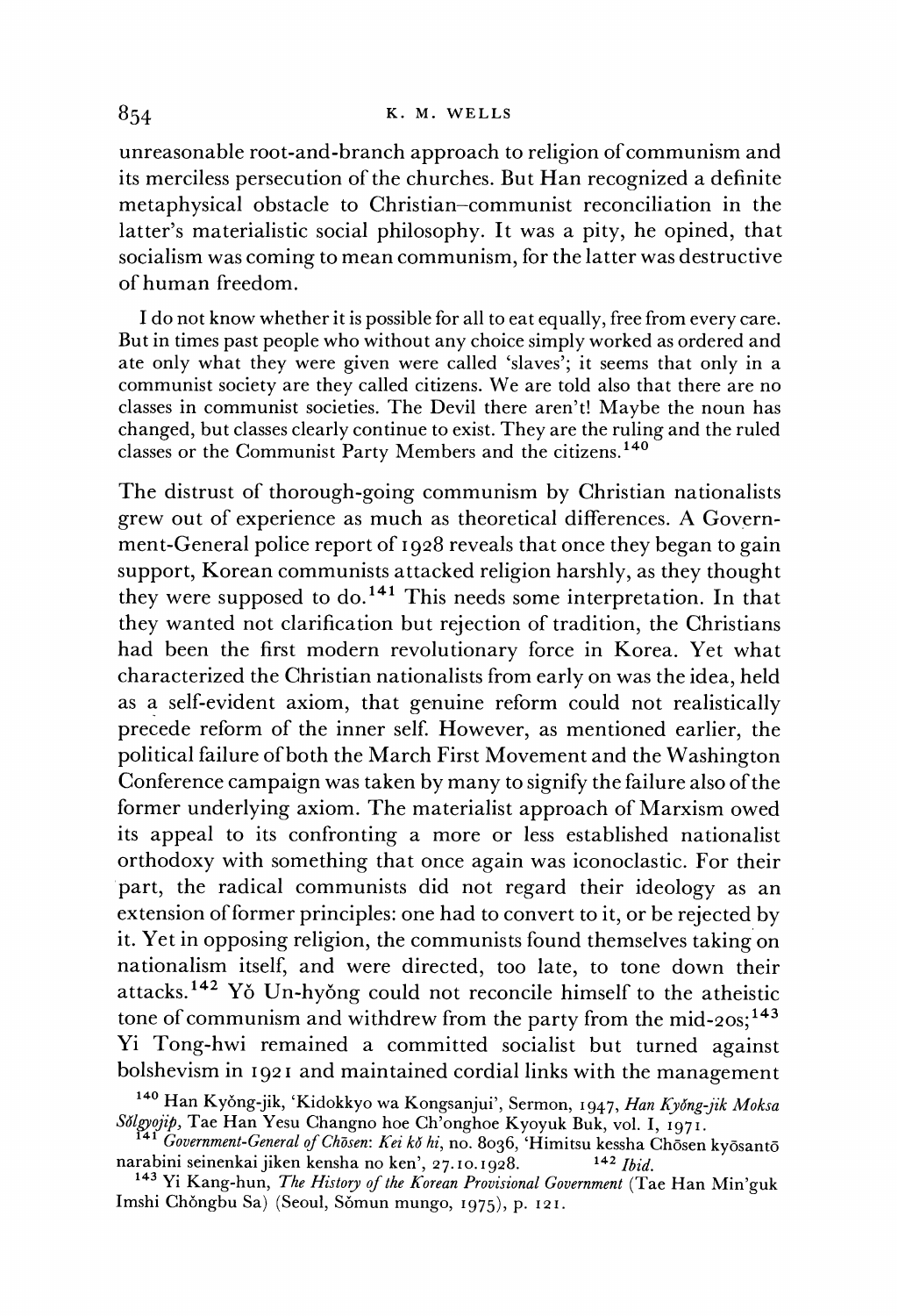unreasonable root-and-branch approach to religion of communism and its merciless persecution of the churches. But Han recognized a definite metaphysical obstacle to Christian–communist reconciliation in the latter's materialistic social philosophy. It was a pity, he opined, that socialism was coming to mean communism, for the latter was destructive of human freedom.

> I do not know whether it is possible for all to eat equally, free from every care. But in times past people who without any choice simply worked as ordered and ate only what they were given were called 'slaves'; it seems that only in a communist society are they called citizens. We are told also that there are no classes in communist societies. The Devil there aren't! Maybe the noun has changed, but classes clearly continue to exist. They are the ruling and the ruled classes or the Communist Party Members and the citizens.[140]

The distrust of thorough-going communism by Christian nationalists grew out of experience as much as theoretical differences. A Government-General police report of 1928 reveals that once they began to gain support, Korean communists attacked religion harshly, as they thought they were supposed to do.[141] This needs some interpretation. In that they wanted not clarification but rejection of tradition, the Christians had been the first modern revolutionary force in Korea. Yet what characterized the Christian nationalists from early on was the idea, held as a self-evident axiom, that genuine reform could not realistically precede reform of the inner self. However, as mentioned earlier, the political failure of both the March First Movement and the Washington Conference campaign was taken by many to signify the failure also of the former underlying axiom. The materialist approach of Marxism owed its appeal to its confronting a more or less established nationalist orthodoxy with something that once again was iconoclastic. For their part, the radical communists did not regard their ideology as an extension of former principles: one had to convert to it, or be rejected by it. Yet in opposing religion, the communists found themselves taking on nationalism itself, and were directed, too late, to tone down their attacks.[142] Yŏ Un-hyŏng could not reconcile himself to the atheistic tone of communism and withdrew from the party from the mid-20s;[143] Yi Tong-hwi remained a committed socialist but turned against bolshevism in 1921 and maintained cordial links with the management

[140] Han Kyŏng-jik, 'Kidokkyo wa Kongsanjui', Sermon, 1947, *Han Kyŏng-jik Moksa Sŏlgyojip*, Tae Han Yesu Changno hoe Ch'onghoe Kyoyuk Buk, vol. I, 1971.

[141] *Government-General of Chōsen*: *Kei kō hi*, no. 8036, 'Himitsu kessha Chōsen kyōsantō narabini seinenkai jiken kensha no ken', 27.10.1928.

[142] *Ibid.*

[143] Yi Kang-hun, *The History of the Korean Provisional Government* (Tae Han Min'guk Imshi Chŏngbu Sa) (Seoul, Sŏmun mungo, 1975), p. 121.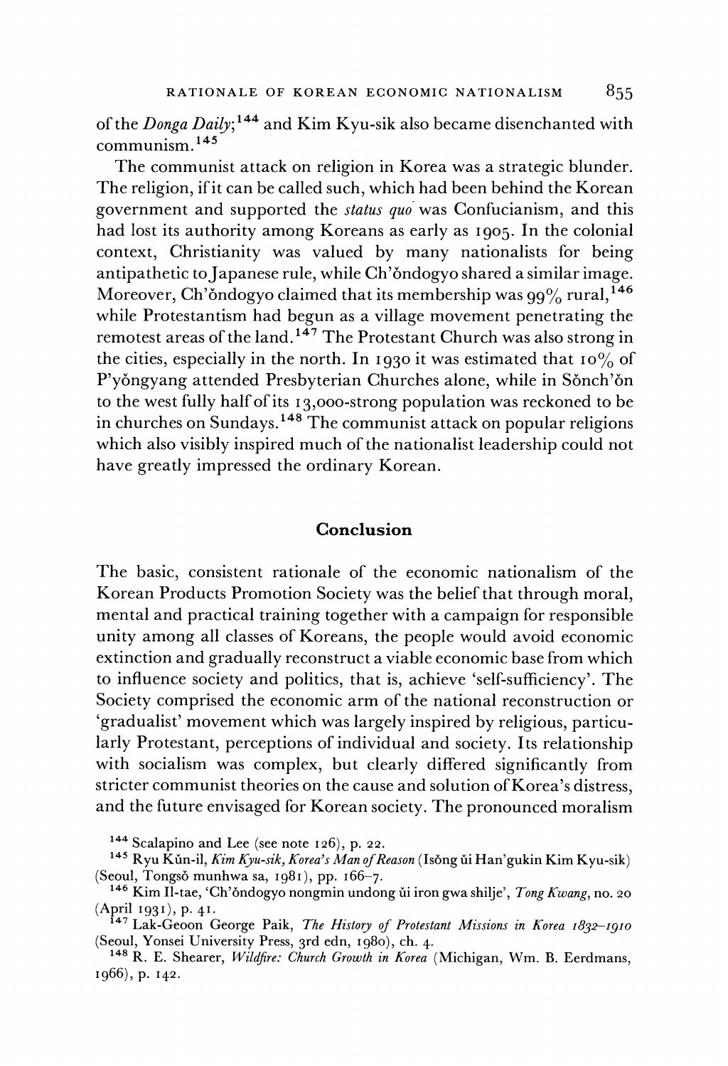of the *Donga Daily*;[144] and Kim Kyu-sik also became disenchanted with communism.[145]

The communist attack on religion in Korea was a strategic blunder. The religion, if it can be called such, which had been behind the Korean government and supported the *status quo* was Confucianism, and this had lost its authority among Koreans as early as 1905. In the colonial context, Christianity was valued by many nationalists for being antipathetic to Japanese rule, while Ch'ŏndogyo shared a similar image. Moreover, Ch'ŏndogyo claimed that its membership was 99% rural,[146] while Protestantism had begun as a village movement penetrating the remotest areas of the land.[147] The Protestant Church was also strong in the cities, especially in the north. In 1930 it was estimated that 10% of P'yŏngyang attended Presbyterian Churches alone, while in Sŏnch'ŏn to the west fully half of its 13,000-strong population was reckoned to be in churches on Sundays.[148] The communist attack on popular religions which also visibly inspired much of the nationalist leadership could not have greatly impressed the ordinary Korean.

## Conclusion

The basic, consistent rationale of the economic nationalism of the Korean Products Promotion Society was the belief that through moral, mental and practical training together with a campaign for responsible unity among all classes of Koreans, the people would avoid economic extinction and gradually reconstruct a viable economic base from which to influence society and politics, that is, achieve 'self-sufficiency'. The Society comprised the economic arm of the national reconstruction or 'gradualist' movement which was largely inspired by religious, particularly Protestant, perceptions of individual and society. Its relationship with socialism was complex, but clearly differed significantly from stricter communist theories on the cause and solution of Korea's distress, and the future envisaged for Korean society. The pronounced moralism

[144] Scalapino and Lee (see note 126), p. 22.

[145] Ryu Kŭn-il, *Kim Kyu-sik, Korea's Man of Reason* (Isŏng ŭi Han'gukin Kim Kyu-sik) (Seoul, Tongsŏ munhwa sa, 1981), pp. 166–7.

[146] Kim Il-tae, 'Ch'ŏndogyo nongmin undong ŭi iron gwa shilje', *Tong Kwang*, no. 20 (April 1931), p. 41.

[147] Lak-Geoon George Paik, *The History of Protestant Missions in Korea 1832–1910* (Seoul, Yonsei University Press, 3rd edn, 1980), ch. 4.

[148] R. E. Shearer, *Wildfire: Church Growth in Korea* (Michigan, Wm. B. Eerdmans, 1966), p. 142.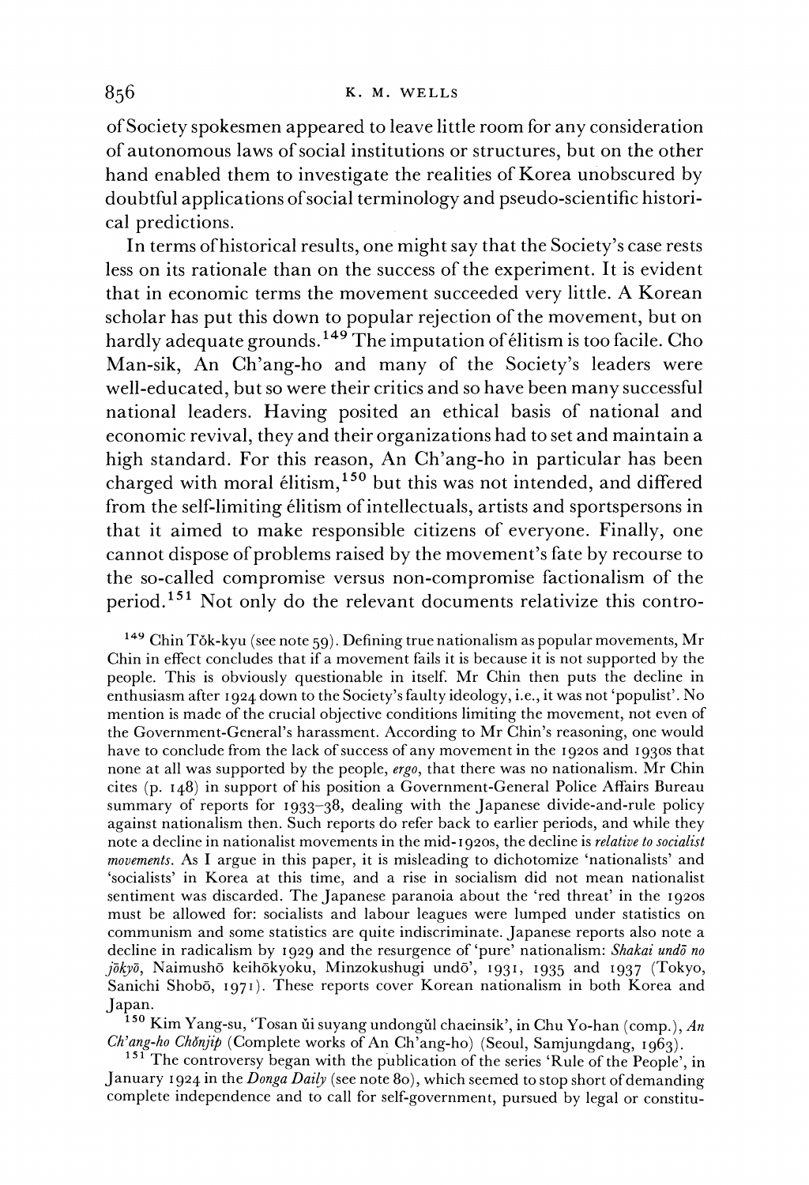of Society spokesmen appeared to leave little room for any consideration of autonomous laws of social institutions or structures, but on the other hand enabled them to investigate the realities of Korea unobscured by doubtful applications of social terminology and pseudo-scientific historical predictions.

In terms of historical results, one might say that the Society's case rests less on its rationale than on the success of the experiment. It is evident that in economic terms the movement succeeded very little. A Korean scholar has put this down to popular rejection of the movement, but on hardly adequate grounds.[149] The imputation of élitism is too facile. Cho Man-sik, An Ch'ang-ho and many of the Society's leaders were well-educated, but so were their critics and so have been many successful national leaders. Having posited an ethical basis of national and economic revival, they and their organizations had to set and maintain a high standard. For this reason, An Ch'ang-ho in particular has been charged with moral élitism,[150] but this was not intended, and differed from the self-limiting élitism of intellectuals, artists and sportspersons in that it aimed to make responsible citizens of everyone. Finally, one cannot dispose of problems raised by the movement's fate by recourse to the so-called compromise versus non-compromise factionalism of the period.[151] Not only do the relevant documents relativize this contro-

[149] Chin Tŏk-kyu (see note 59). Defining true nationalism as popular movements, Mr Chin in effect concludes that if a movement fails it is because it is not supported by the people. This is obviously questionable in itself. Mr Chin then puts the decline in enthusiasm after 1924 down to the Society's faulty ideology, i.e., it was not 'populist'. No mention is made of the crucial objective conditions limiting the movement, not even of the Government-General's harassment. According to Mr Chin's reasoning, one would have to conclude from the lack of success of any movement in the 1920s and 1930s that none at all was supported by the people, *ergo*, that there was no nationalism. Mr Chin cites (p. 148) in support of his position a Government-General Police Affairs Bureau summary of reports for 1933–38, dealing with the Japanese divide-and-rule policy against nationalism then. Such reports do refer back to earlier periods, and while they note a decline in nationalist movements in the mid-1920s, the decline is *relative to socialist movements*. As I argue in this paper, it is misleading to dichotomize 'nationalists' and 'socialists' in Korea at this time, and a rise in socialism did not mean nationalist sentiment was discarded. The Japanese paranoia about the 'red threat' in the 1920s must be allowed for: socialists and labour leagues were lumped under statistics on communism and some statistics are quite indiscriminate. Japanese reports also note a decline in radicalism by 1929 and the resurgence of 'pure' nationalism: *Shakai undō no jōkyō*, Naimushō keihōkyoku, Minzokushugi undō', 1931, 1935 and 1937 (Tokyo, Sanichi Shobō, 1971). These reports cover Korean nationalism in both Korea and Japan.

[150] Kim Yang-su, 'Tosan ŭi suyang undongŭl chaeinsik', in Chu Yo-han (comp.), *An Ch'ang-ho Chŏnjip* (Complete works of An Ch'ang-ho) (Seoul, Samjungdang, 1963).

[151] The controversy began with the publication of the series 'Rule of the People', in January 1924 in the *Donga Daily* (see note 80), which seemed to stop short of demanding complete independence and to call for self-government, pursued by legal or constitu-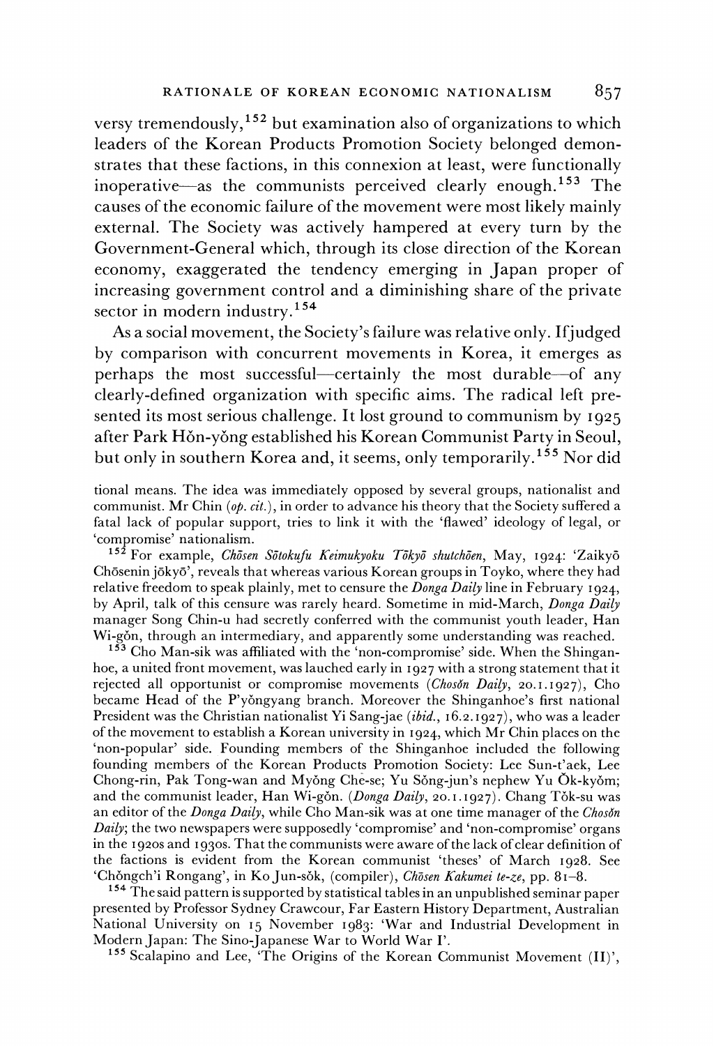versy tremendously,[152] but examination also of organizations to which leaders of the Korean Products Promotion Society belonged demonstrates that these factions, in this connexion at least, were functionally inoperative—as the communists perceived clearly enough.[153] The causes of the economic failure of the movement were most likely mainly external. The Society was actively hampered at every turn by the Government-General which, through its close direction of the Korean economy, exaggerated the tendency emerging in Japan proper of increasing government control and a diminishing share of the private sector in modern industry.[154]

As a social movement, the Society's failure was relative only. If judged by comparison with concurrent movements in Korea, it emerges as perhaps the most successful—certainly the most durable—of any clearly-defined organization with specific aims. The radical left presented its most serious challenge. It lost ground to communism by 1925 after Park Hŏn-yŏng established his Korean Communist Party in Seoul, but only in southern Korea and, it seems, only temporarily.[155] Nor did

tional means. The idea was immediately opposed by several groups, nationalist and communist. Mr Chin (*op. cit.*), in order to advance his theory that the Society suffered a fatal lack of popular support, tries to link it with the 'flawed' ideology of legal, or 'compromise' nationalism.

[152] For example, *Chōsen Sōtokufu Keimukyoku Tōkyō shutchōen*, May, 1924: 'Zaikyō Chōsenin jōkyō', reveals that whereas various Korean groups in Toyko, where they had relative freedom to speak plainly, met to censure the *Donga Daily* line in February 1924, by April, talk of this censure was rarely heard. Sometime in mid-March, *Donga Daily* manager Song Chin-u had secretly conferred with the communist youth leader, Han Wi-gŏn, through an intermediary, and apparently some understanding was reached.

[153] Cho Man-sik was affiliated with the 'non-compromise' side. When the Shinganhoe, a united front movement, was lauched early in 1927 with a strong statement that it rejected all opportunist or compromise movements (*Chosŏn Daily*, 20.1.1927), Cho became Head of the P'yŏngyang branch. Moreover the Shinganhoe's first national President was the Christian nationalist Yi Sang-jae (*ibid.*, 16.2.1927), who was a leader of the movement to establish a Korean university in 1924, which Mr Chin places on the 'non-popular' side. Founding members of the Shinganhoe included the following founding members of the Korean Products Promotion Society: Lee Sun-t'aek, Lee Chong-rin, Pak Tong-wan and Myŏng Che-se; Yu Sŏng-jun's nephew Yu Ŏk-kyŏm; and the communist leader, Han Wi-gŏn. (*Donga Daily*, 20.1.1927). Chang Tŏk-su was an editor of the *Donga Daily*, while Cho Man-sik was at one time manager of the *Chosŏn Daily*; the two newspapers were supposedly 'compromise' and 'non-compromise' organs in the 1920s and 1930s. That the communists were aware of the lack of clear definition of the factions is evident from the Korean communist 'theses' of March 1928. See 'Chŏngch'i Rongang', in Ko Jun-sŏk, (compiler), *Chōsen Kakumei te-ze*, pp. 81–8.

[154] The said pattern is supported by statistical tables in an unpublished seminar paper presented by Professor Sydney Crawcour, Far Eastern History Department, Australian National University on 15 November 1983: 'War and Industrial Development in Modern Japan: The Sino-Japanese War to World War I'.

[155] Scalapino and Lee, 'The Origins of the Korean Communist Movement (II)',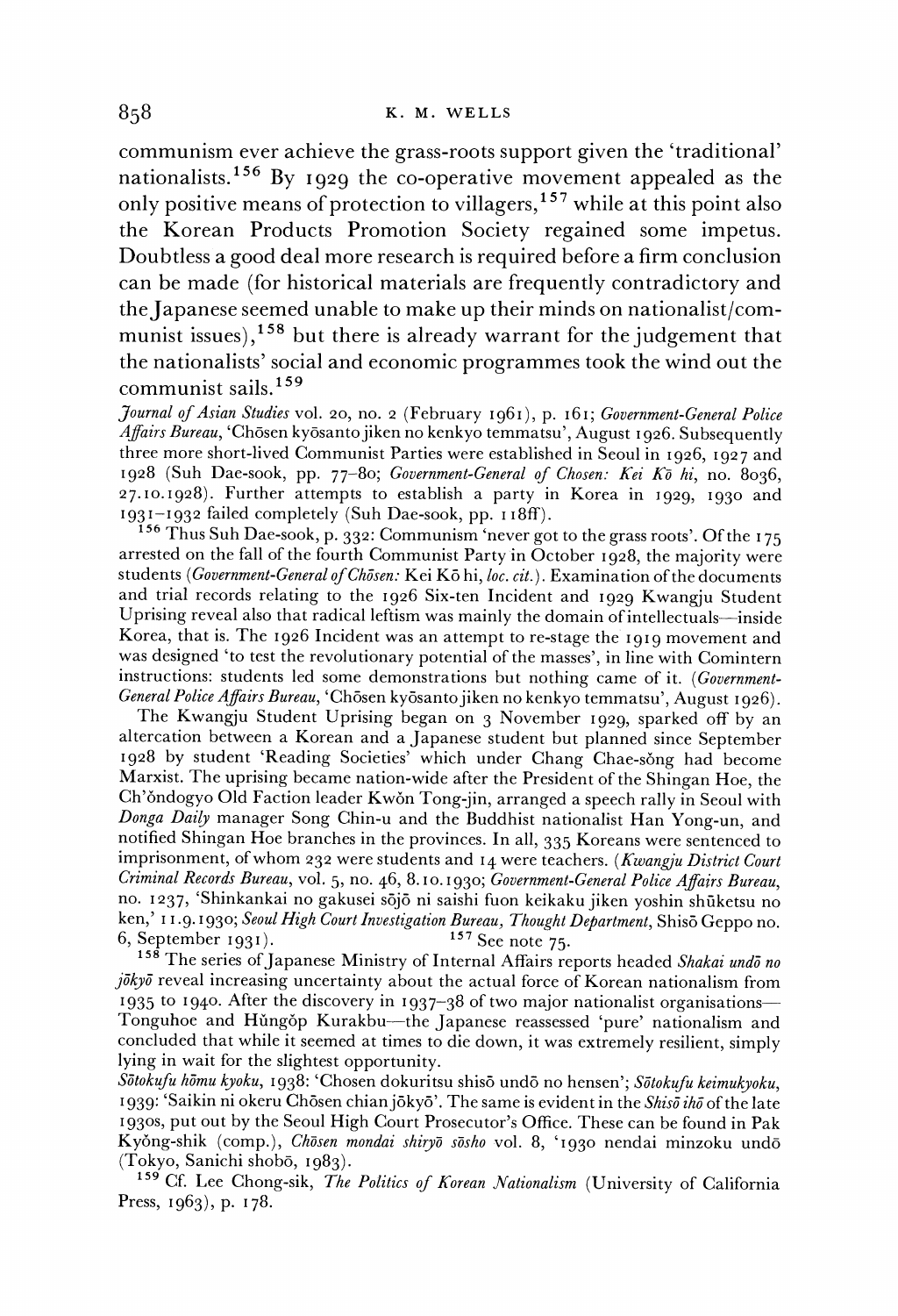communism ever achieve the grass-roots support given the 'traditional' nationalists.[156] By 1929 the co-operative movement appealed as the only positive means of protection to villagers,[157] while at this point also the Korean Products Promotion Society regained some impetus. Doubtless a good deal more research is required before a firm conclusion can be made (for historical materials are frequently contradictory and the Japanese seemed unable to make up their minds on nationalist/communist issues),[158] but there is already warrant for the judgement that the nationalists' social and economic programmes took the wind out the communist sails.[159]

*Journal of Asian Studies* vol. 20, no. 2 (February 1961), p. 161; *Government-General Police Affairs Bureau*, 'Chōsen kyōsanto jiken no kenkyo temmatsu', August 1926. Subsequently three more short-lived Communist Parties were established in Seoul in 1926, 1927 and 1928 (Suh Dae-sook, pp. 77–80; *Government-General of Chosen: Kei Kō hi*, no. 8036, 27.10.1928). Further attempts to establish a party in Korea in 1929, 1930 and 1931–1932 failed completely (Suh Dae-sook, pp. 118ff).

[156] Thus Suh Dae-sook, p. 332: Communism 'never got to the grass roots'. Of the 175 arrested on the fall of the fourth Communist Party in October 1928, the majority were students (*Government-General of Chōsen:* Kei Kō hi, *loc. cit.*). Examination of the documents and trial records relating to the 1926 Six-ten Incident and 1929 Kwangju Student Uprising reveal also that radical leftism was mainly the domain of intellectuals—inside Korea, that is. The 1926 Incident was an attempt to re-stage the 1919 movement and was designed 'to test the revolutionary potential of the masses', in line with Comintern instructions: students led some demonstrations but nothing came of it. (*Government-General Police Affairs Bureau*, 'Chōsen kyōsanto jiken no kenkyo temmatsu', August 1926).

The Kwangju Student Uprising began on 3 November 1929, sparked off by an altercation between a Korean and a Japanese student but planned since September 1928 by student 'Reading Societies' which under Chang Chae-sŏng had become Marxist. The uprising became nation-wide after the President of the Shingan Hoe, the Ch'ŏndogyo Old Faction leader Kwŏn Tong-jin, arranged a speech rally in Seoul with *Donga Daily* manager Song Chin-u and the Buddhist nationalist Han Yong-un, and notified Shingan Hoe branches in the provinces. In all, 335 Koreans were sentenced to imprisonment, of whom 232 were students and 14 were teachers. (*Kwangju District Court Criminal Records Bureau*, vol. 5, no. 46, 8.10.1930; *Government-General Police Affairs Bureau*, no. 1237, 'Shinkankai no gakusei sōjō ni saishi fuon keikaku jiken yoshin shūketsu no ken,' 11.9.1930; *Seoul High Court Investigation Bureau, Thought Department*, Shisō Geppo no. 6, September 1931).

[157] See note 75.

[158] The series of Japanese Ministry of Internal Affairs reports headed *Shakai undō no jōkyō* reveal increasing uncertainty about the actual force of Korean nationalism from 1935 to 1940. After the discovery in 1937–38 of two major nationalist organisations—Tonguhoe and Hŭngŏp Kurakbu—the Japanese reassessed 'pure' nationalism and concluded that while it seemed at times to die down, it was extremely resilient, simply lying in wait for the slightest opportunity.

*Sōtokufu hōmu kyoku*, 1938: 'Chosen dokuritsu shisō undō no hensen'; *Sōtokufu keimukyoku*, 1939: 'Saikin ni okeru Chōsen chian jōkyō'. The same is evident in the *Shisō ihō* of the late 1930s, put out by the Seoul High Court Prosecutor's Office. These can be found in Pak Kyŏng-shik (comp.), *Chōsen mondai shiryō sōsho* vol. 8, '1930 nendai minzoku undō (Tokyo, Sanichi shobō, 1983).

[159] Cf. Lee Chong-sik, *The Politics of Korean Nationalism* (University of California Press, 1963), p. 178.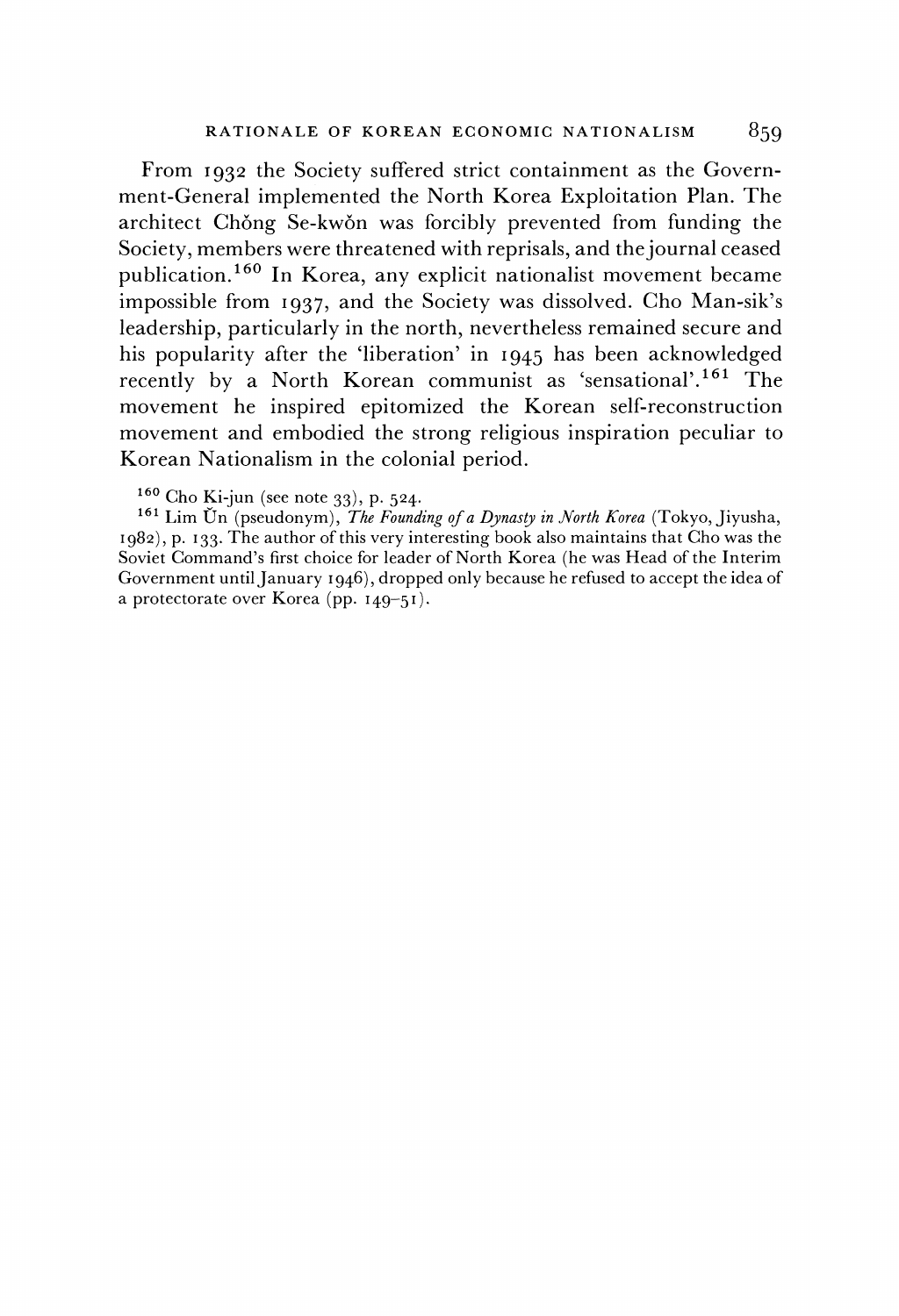From 1932 the Society suffered strict containment as the Government-General implemented the North Korea Exploitation Plan. The architect Chŏng Se-kwŏn was forcibly prevented from funding the Society, members were threatened with reprisals, and the journal ceased publication.[160] In Korea, any explicit nationalist movement became impossible from 1937, and the Society was dissolved. Cho Man-sik's leadership, particularly in the north, nevertheless remained secure and his popularity after the 'liberation' in 1945 has been acknowledged recently by a North Korean communist as 'sensational'.[161] The movement he inspired epitomized the Korean self-reconstruction movement and embodied the strong religious inspiration peculiar to Korean Nationalism in the colonial period.

[160] Cho Ki-jun (see note 33), p. 524.

[161] Lim Ŭn (pseudonym), *The Founding of a Dynasty in North Korea* (Tokyo, Jiyusha, 1982), p. 133. The author of this very interesting book also maintains that Cho was the Soviet Command's first choice for leader of North Korea (he was Head of the Interim Government until January 1946), dropped only because he refused to accept the idea of a protectorate over Korea (pp. 149–51).